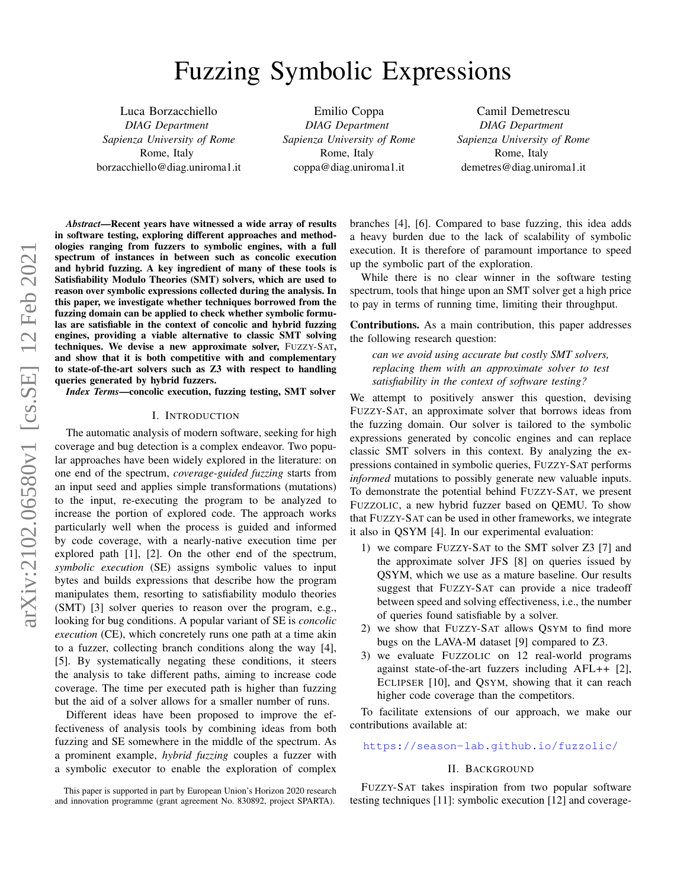# Fuzzing Symbolic Expressions

Luca Borzacchiello
*DIAG Department*
*Sapienza University of Rome*
Rome, Italy
borzacchiello@diag.uniroma1.it

Emilio Coppa
*DIAG Department*
*Sapienza University of Rome*
Rome, Italy
coppa@diag.uniroma1.it

Camil Demetrescu
*DIAG Department*
*Sapienza University of Rome*
Rome, Italy
demetres@diag.uniroma1.it

***Abstract*—Recent years have witnessed a wide array of results in software testing, exploring different approaches and methodologies ranging from fuzzers to symbolic engines, with a full spectrum of instances in between such as concolic execution and hybrid fuzzing. A key ingredient of many of these tools is Satisfiability Modulo Theories (SMT) solvers, which are used to reason over symbolic expressions collected during the analysis. In this paper, we investigate whether techniques borrowed from the fuzzing domain can be applied to check whether symbolic formulas are satisfiable in the context of concolic and hybrid fuzzing engines, providing a viable alternative to classic SMT solving techniques. We devise a new approximate solver, FUZZY-SAT, and show that it is both competitive with and complementary to state-of-the-art solvers such as Z3 with respect to handling queries generated by hybrid fuzzers.**

***Index Terms*—concolic execution, fuzzing testing, SMT solver**

## I. INTRODUCTION

The automatic analysis of modern software, seeking for high coverage and bug detection is a complex endeavor. Two popular approaches have been widely explored in the literature: on one end of the spectrum, *coverage-guided fuzzing* starts from an input seed and applies simple transformations (mutations) to the input, re-executing the program to be analyzed to increase the portion of explored code. The approach works particularly well when the process is guided and informed by code coverage, with a nearly-native execution time per explored path [1], [2]. On the other end of the spectrum, *symbolic execution* (SE) assigns symbolic values to input bytes and builds expressions that describe how the program manipulates them, resorting to satisfiability modulo theories (SMT) [3] solver queries to reason over the program, e.g., looking for bug conditions. A popular variant of SE is *concolic execution* (CE), which concretely runs one path at a time akin to a fuzzer, collecting branch conditions along the way [4], [5]. By systematically negating these conditions, it steers the analysis to take different paths, aiming to increase code coverage. The time per executed path is higher than fuzzing but the aid of a solver allows for a smaller number of runs.

Different ideas have been proposed to improve the effectiveness of analysis tools by combining ideas from both fuzzing and SE somewhere in the middle of the spectrum. As a prominent example, *hybrid fuzzing* couples a fuzzer with a symbolic executor to enable the exploration of complex branches [4], [6]. Compared to base fuzzing, this idea adds a heavy burden due to the lack of scalability of symbolic execution. It is therefore of paramount importance to speed up the symbolic part of the exploration.

While there is no clear winner in the software testing spectrum, tools that hinge upon an SMT solver get a high price to pay in terms of running time, limiting their throughput.

**Contributions.** As a main contribution, this paper addresses the following research question:

> *can we avoid using accurate but costly SMT solvers, replacing them with an approximate solver to test satisfiability in the context of software testing?*

We attempt to positively answer this question, devising FUZZY-SAT, an approximate solver that borrows ideas from the fuzzing domain. Our solver is tailored to the symbolic expressions generated by concolic engines and can replace classic SMT solvers in this context. By analyzing the expressions contained in symbolic queries, FUZZY-SAT performs *informed* mutations to possibly generate new valuable inputs. To demonstrate the potential behind FUZZY-SAT, we present FUZZOLIC, a new hybrid fuzzer based on QEMU. To show that FUZZY-SAT can be used in other frameworks, we integrate it also in QSYM [4]. In our experimental evaluation:

1) we compare FUZZY-SAT to the SMT solver Z3 [7] and the approximate solver JFS [8] on queries issued by QSYM, which we use as a mature baseline. Our results suggest that FUZZY-SAT can provide a nice tradeoff between speed and solving effectiveness, i.e., the number of queries found satisfiable by a solver.
2) we show that FUZZY-SAT allows QSYM to find more bugs on the LAVA-M dataset [9] compared to Z3.
3) we evaluate FUZZOLIC on 12 real-world programs against state-of-the-art fuzzers including AFL++ [2], ECLIPSER [10], and QSYM, showing that it can reach higher code coverage than the competitors.

To facilitate extensions of our approach, we make our contributions available at:

https://season-lab.github.io/fuzzolic/

## II. BACKGROUND

FUZZY-SAT takes inspiration from two popular software testing techniques [11]: symbolic execution [12] and coverage-

This paper is supported in part by European Union's Horizon 2020 research and innovation programme (grant agreement No. 830892, project SPARTA).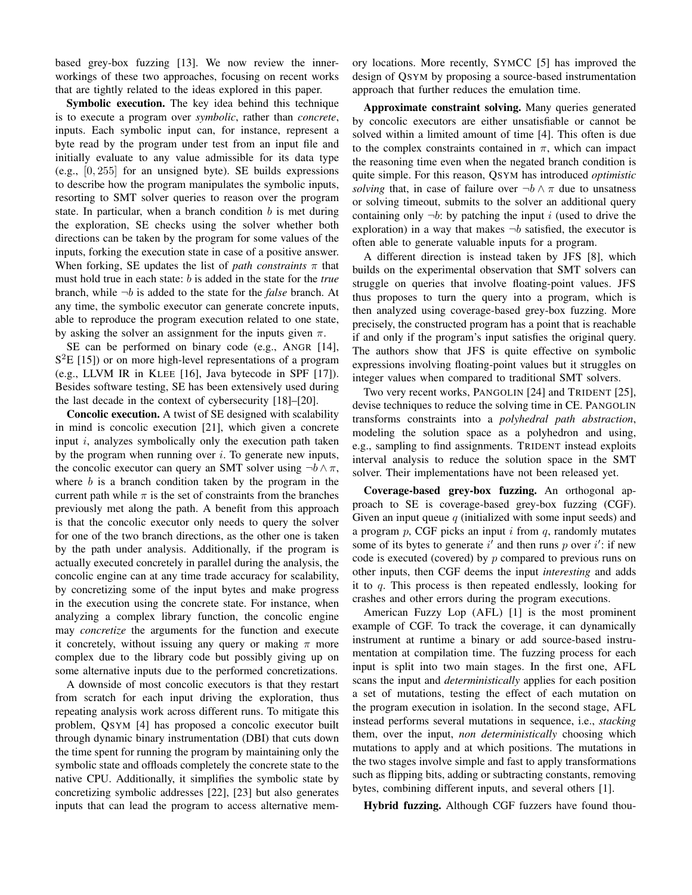based grey-box fuzzing [13]. We now review the inner-workings of these two approaches, focusing on recent works that are tightly related to the ideas explored in this paper.

**Symbolic execution.** The key idea behind this technique is to execute a program over *symbolic*, rather than *concrete*, inputs. Each symbolic input can, for instance, represent a byte read by the program under test from an input file and initially evaluate to any value admissible for its data type (e.g., $[0, 255]$ for an unsigned byte). SE builds expressions to describe how the program manipulates the symbolic inputs, resorting to SMT solver queries to reason over the program state. In particular, when a branch condition $b$ is met during the exploration, SE checks using the solver whether both directions can be taken by the program for some values of the inputs, forking the execution state in case of a positive answer. When forking, SE updates the list of *path constraints* $\pi$ that must hold true in each state: $b$ is added in the state for the *true* branch, while $\neg b$ is added to the state for the *false* branch. At any time, the symbolic executor can generate concrete inputs, able to reproduce the program execution related to one state, by asking the solver an assignment for the inputs given $\pi$.

SE can be performed on binary code (e.g., ANGR [14], S$^2$E [15]) or on more high-level representations of a program (e.g., LLVM IR in KLEE [16], Java bytecode in SPF [17]). Besides software testing, SE has been extensively used during the last decade in the context of cybersecurity [18]–[20].

**Concolic execution.** A twist of SE designed with scalability in mind is concolic execution [21], which given a concrete input $i$, analyzes symbolically only the execution path taken by the program when running over $i$. To generate new inputs, the concolic executor can query an SMT solver using $\neg b \wedge \pi$, where $b$ is a branch condition taken by the program in the current path while $\pi$ is the set of constraints from the branches previously met along the path. A benefit from this approach is that the concolic executor only needs to query the solver for one of the two branch directions, as the other one is taken by the path under analysis. Additionally, if the program is actually executed concretely in parallel during the analysis, the concolic engine can at any time trade accuracy for scalability, by concretizing some of the input bytes and make progress in the execution using the concrete state. For instance, when analyzing a complex library function, the concolic engine may *concretize* the arguments for the function and execute it concretely, without issuing any query or making $\pi$ more complex due to the library code but possibly giving up on some alternative inputs due to the performed concretizations.

A downside of most concolic executors is that they restart from scratch for each input driving the exploration, thus repeating analysis work across different runs. To mitigate this problem, QSYM [4] has proposed a concolic executor built through dynamic binary instrumentation (DBI) that cuts down the time spent for running the program by maintaining only the symbolic state and offloads completely the concrete state to the native CPU. Additionally, it simplifies the symbolic state by concretizing symbolic addresses [22], [23] but also generates inputs that can lead the program to access alternative memory locations. More recently, SYMCC [5] has improved the design of QSYM by proposing a source-based instrumentation approach that further reduces the emulation time.

**Approximate constraint solving.** Many queries generated by concolic executors are either unsatisfiable or cannot be solved within a limited amount of time [4]. This often is due to the complex constraints contained in $\pi$, which can impact the reasoning time even when the negated branch condition is quite simple. For this reason, QSYM has introduced *optimistic solving* that, in case of failure over $\neg b \wedge \pi$ due to unsatness or solving timeout, submits to the solver an additional query containing only $\neg b$: by patching the input $i$ (used to drive the exploration) in a way that makes $\neg b$ satisfied, the executor is often able to generate valuable inputs for a program.

A different direction is instead taken by JFS [8], which builds on the experimental observation that SMT solvers can struggle on queries that involve floating-point values. JFS thus proposes to turn the query into a program, which is then analyzed using coverage-based grey-box fuzzing. More precisely, the constructed program has a point that is reachable if and only if the program's input satisfies the original query. The authors show that JFS is quite effective on symbolic expressions involving floating-point values but it struggles on integer values when compared to traditional SMT solvers.

Two very recent works, PANGOLIN [24] and TRIDENT [25], devise techniques to reduce the solving time in CE. PANGOLIN transforms constraints into a *polyhedral path abstraction*, modeling the solution space as a polyhedron and using, e.g., sampling to find assignments. TRIDENT instead exploits interval analysis to reduce the solution space in the SMT solver. Their implementations have not been released yet.

**Coverage-based grey-box fuzzing.** An orthogonal approach to SE is coverage-based grey-box fuzzing (CGF). Given an input queue $q$ (initialized with some input seeds) and a program $p$, CGF picks an input $i$ from $q$, randomly mutates some of its bytes to generate $i'$ and then runs $p$ over $i'$: if new code is executed (covered) by $p$ compared to previous runs on other inputs, then CGF deems the input *interesting* and adds it to $q$. This process is then repeated endlessly, looking for crashes and other errors during the program executions.

American Fuzzy Lop (AFL) [1] is the most prominent example of CGF. To track the coverage, it can dynamically instrument at runtime a binary or add source-based instrumentation at compilation time. The fuzzing process for each input is split into two main stages. In the first one, AFL scans the input and *deterministically* applies for each position a set of mutations, testing the effect of each mutation on the program execution in isolation. In the second stage, AFL instead performs several mutations in sequence, i.e., *stacking* them, over the input, *non deterministically* choosing which mutations to apply and at which positions. The mutations in the two stages involve simple and fast to apply transformations such as flipping bits, adding or subtracting constants, removing bytes, combining different inputs, and several others [1].

**Hybrid fuzzing.** Although CGF fuzzers have found thou-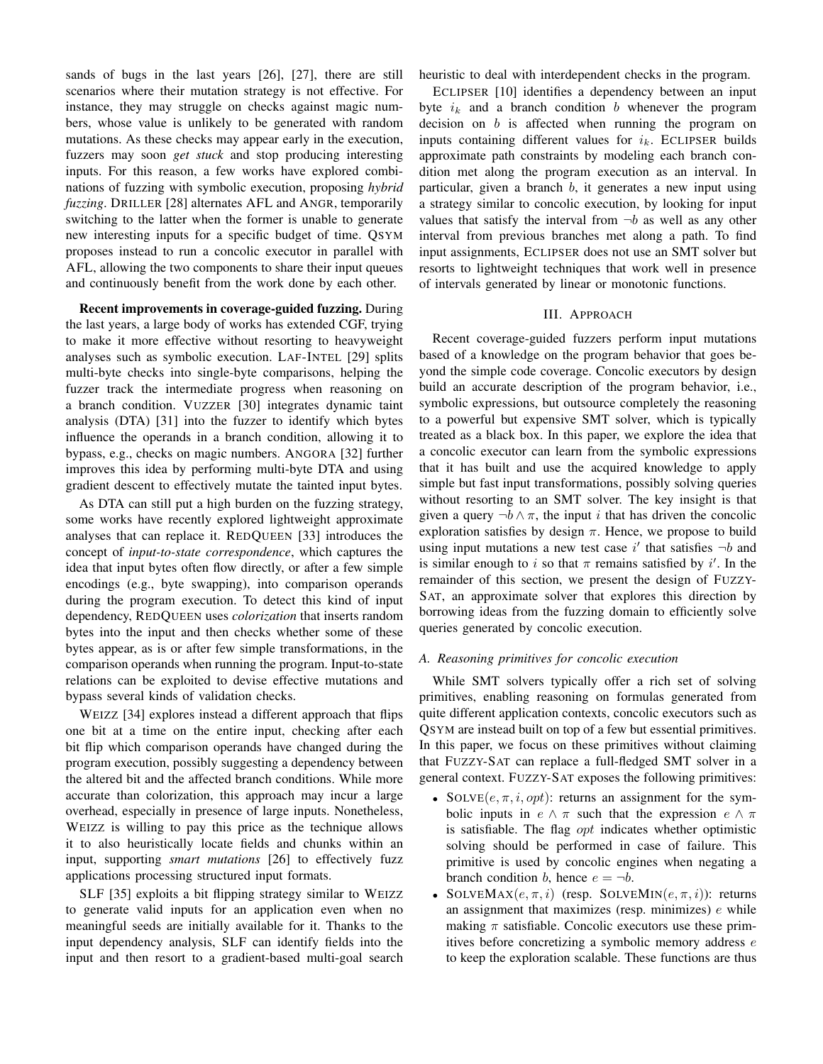sands of bugs in the last years [26], [27], there are still scenarios where their mutation strategy is not effective. For instance, they may struggle on checks against magic numbers, whose value is unlikely to be generated with random mutations. As these checks may appear early in the execution, fuzzers may soon *get stuck* and stop producing interesting inputs. For this reason, a few works have explored combinations of fuzzing with symbolic execution, proposing *hybrid fuzzing*. DRILLER [28] alternates AFL and ANGR, temporarily switching to the latter when the former is unable to generate new interesting inputs for a specific budget of time. QSYM proposes instead to run a concolic executor in parallel with AFL, allowing the two components to share their input queues and continuously benefit from the work done by each other.

**Recent improvements in coverage-guided fuzzing.** During the last years, a large body of works has extended CGF, trying to make it more effective without resorting to heavyweight analyses such as symbolic execution. LAF-INTEL [29] splits multi-byte checks into single-byte comparisons, helping the fuzzer track the intermediate progress when reasoning on a branch condition. VUZZER [30] integrates dynamic taint analysis (DTA) [31] into the fuzzer to identify which bytes influence the operands in a branch condition, allowing it to bypass, e.g., checks on magic numbers. ANGORA [32] further improves this idea by performing multi-byte DTA and using gradient descent to effectively mutate the tainted input bytes.

As DTA can still put a high burden on the fuzzing strategy, some works have recently explored lightweight approximate analyses that can replace it. REDQUEEN [33] introduces the concept of *input-to-state correspondence*, which captures the idea that input bytes often flow directly, or after a few simple encodings (e.g., byte swapping), into comparison operands during the program execution. To detect this kind of input dependency, REDQUEEN uses *colorization* that inserts random bytes into the input and then checks whether some of these bytes appear, as is or after few simple transformations, in the comparison operands when running the program. Input-to-state relations can be exploited to devise effective mutations and bypass several kinds of validation checks.

WEIZZ [34] explores instead a different approach that flips one bit at a time on the entire input, checking after each bit flip which comparison operands have changed during the program execution, possibly suggesting a dependency between the altered bit and the affected branch conditions. While more accurate than colorization, this approach may incur a large overhead, especially in presence of large inputs. Nonetheless, WEIZZ is willing to pay this price as the technique allows it to also heuristically locate fields and chunks within an input, supporting *smart mutations* [26] to effectively fuzz applications processing structured input formats.

SLF [35] exploits a bit flipping strategy similar to WEIZZ to generate valid inputs for an application even when no meaningful seeds are initially available for it. Thanks to the input dependency analysis, SLF can identify fields into the input and then resort to a gradient-based multi-goal search heuristic to deal with interdependent checks in the program.

ECLIPSER [10] identifies a dependency between an input byte $i_k$ and a branch condition $b$ whenever the program decision on $b$ is affected when running the program on inputs containing different values for $i_k$. ECLIPSER builds approximate path constraints by modeling each branch condition met along the program execution as an interval. In particular, given a branch $b$, it generates a new input using a strategy similar to concolic execution, by looking for input values that satisfy the interval from $\neg b$ as well as any other interval from previous branches met along a path. To find input assignments, ECLIPSER does not use an SMT solver but resorts to lightweight techniques that work well in presence of intervals generated by linear or monotonic functions.

## III. APPROACH

Recent coverage-guided fuzzers perform input mutations based of a knowledge on the program behavior that goes beyond the simple code coverage. Concolic executors by design build an accurate description of the program behavior, i.e., symbolic expressions, but outsource completely the reasoning to a powerful but expensive SMT solver, which is typically treated as a black box. In this paper, we explore the idea that a concolic executor can learn from the symbolic expressions that it has built and use the acquired knowledge to apply simple but fast input transformations, possibly solving queries without resorting to an SMT solver. The key insight is that given a query $\neg b \wedge \pi$, the input $i$ that has driven the concolic exploration satisfies by design $\pi$. Hence, we propose to build using input mutations a new test case $i'$ that satisfies $\neg b$ and is similar enough to $i$ so that $\pi$ remains satisfied by $i'$. In the remainder of this section, we present the design of FUZZY-SAT, an approximate solver that explores this direction by borrowing ideas from the fuzzing domain to efficiently solve queries generated by concolic execution.

### A. Reasoning primitives for concolic execution

While SMT solvers typically offer a rich set of solving primitives, enabling reasoning on formulas generated from quite different application contexts, concolic executors such as QSYM are instead built on top of a few but essential primitives. In this paper, we focus on these primitives without claiming that FUZZY-SAT can replace a full-fledged SMT solver in a general context. FUZZY-SAT exposes the following primitives:

- SOLVE($e, \pi, i, opt$): returns an assignment for the symbolic inputs in $e \wedge \pi$ such that the expression $e \wedge \pi$ is satisfiable. The flag $opt$ indicates whether optimistic solving should be performed in case of failure. This primitive is used by concolic engines when negating a branch condition $b$, hence $e = \neg b$.
- SOLVEMAX($e, \pi, i$) (resp. SOLVEMIN($e, \pi, i$)): returns an assignment that maximizes (resp. minimizes) $e$ while making $\pi$ satisfiable. Concolic executors use these primitives before concretizing a symbolic memory address $e$ to keep the exploration scalable. These functions are thus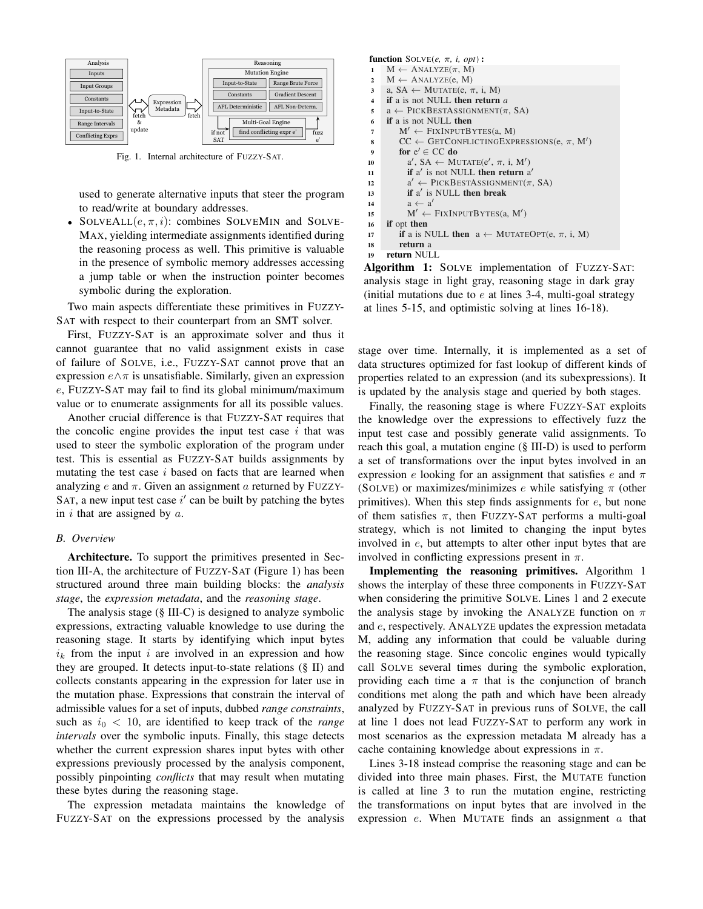Analysis

Inputs

Input Groups

Constants

Input-to-State

Range Intervals

Conflicting Exprs

fetch & update

Expression Metadata

fetch

Reasoning

Mutation Engine

Input-to-State

Range Brute Force

Constants

Gradient Descent

AFL Deterministic

AFL Non-Determ.

Multi-Goal Engine

find conflicting expr e'

if not SAT

fuzz e'

Fig. 1. Internal architecture of FUZZY-SAT.

used to generate alternative inputs that steer the program to read/write at boundary addresses.

- SOLVEALL($e, \pi, i$): combines SOLVEMIN and SOLVEMAX, yielding intermediate assignments identified during the reasoning process as well. This primitive is valuable in the presence of symbolic memory addresses accessing a jump table or when the instruction pointer becomes symbolic during the exploration.

Two main aspects differentiate these primitives in FUZZY-SAT with respect to their counterpart from an SMT solver.

First, FUZZY-SAT is an approximate solver and thus it cannot guarantee that no valid assignment exists in case of failure of SOLVE, i.e., FUZZY-SAT cannot prove that an expression $e \wedge \pi$ is unsatisfiable. Similarly, given an expression $e$, FUZZY-SAT may fail to find its global minimum/maximum value or to enumerate assignments for all its possible values.

Another crucial difference is that FUZZY-SAT requires that the concolic engine provides the input test case $i$ that was used to steer the symbolic exploration of the program under test. This is essential as FUZZY-SAT builds assignments by mutating the test case $i$ based on facts that are learned when analyzing $e$ and $\pi$. Given an assignment $a$ returned by FUZZY-SAT, a new input test case $i'$ can be built by patching the bytes in $i$ that are assigned by $a$.

### B. Overview

**Architecture.** To support the primitives presented in Section III-A, the architecture of FUZZY-SAT (Figure 1) has been structured around three main building blocks: the *analysis stage*, the *expression metadata*, and the *reasoning stage*.

The analysis stage (§ III-C) is designed to analyze symbolic expressions, extracting valuable knowledge to use during the reasoning stage. It starts by identifying which input bytes $i_k$ from the input $i$ are involved in an expression and how they are grouped. It detects input-to-state relations (§ II) and collects constants appearing in the expression for later use in the mutation phase. Expressions that constrain the interval of admissible values for a set of inputs, dubbed *range constraints*, such as $i_0 < 10$, are identified to keep track of the *range intervals* over the symbolic inputs. Finally, this stage detects whether the current expression shares input bytes with other expressions previously processed by the analysis component, possibly pinpointing *conflicts* that may result when mutating these bytes during the reasoning stage.

The expression metadata maintains the knowledge of FUZZY-SAT on the expressions processed by the analysis stage over time. Internally, it is implemented as a set of data structures optimized for fast lookup of different kinds of properties related to an expression (and its subexpressions). It is updated by the analysis stage and queried by both stages.

Finally, the reasoning stage is where FUZZY-SAT exploits the knowledge over the expressions to effectively fuzz the input test case and possibly generate valid assignments. To reach this goal, a mutation engine (§ III-D) is used to perform a set of transformations over the input bytes involved in an expression $e$ looking for an assignment that satisfies $e$ and $\pi$ (SOLVE) or maximizes/minimizes $e$ while satisfying $\pi$ (other primitives). When this step finds assignments for $e$, but none of them satisfies $\pi$, then FUZZY-SAT performs a multi-goal strategy, which is not limited to changing the input bytes involved in $e$, but attempts to alter other input bytes that are involved in conflicting expressions present in $\pi$.

```
function SOLVE(e, π, i, opt):
1   M ← ANALYZE(π, M)
2   M ← ANALYZE(e, M)
3   a, SA ← MUTATE(e, π, i, M)
4   if a is not NULL then return a
5   a ← PICKBESTASSIGNMENT(π, SA)
6   if a is not NULL then
7       M′ ← FIXINPUTBYTES(a, M)
8       CC ← GETCONFLICTINGEXPRESSIONS(e, π, M′)
9       for e′ ∈ CC do
10          a′, SA ← MUTATE(e′, π, i, M′)
11          if a′ is not NULL then return a′
12          a′ ← PICKBESTASSIGNMENT(π, SA)
13          if a′ is NULL then break
14          a ← a′
15          M′ ← FIXINPUTBYTES(a, M′)
16  if opt then
17      if a is NULL then a ← MUTATEOPT(e, π, i, M)
18      return a
19  return NULL
```

**Algorithm 1:** SOLVE implementation of FUZZY-SAT: analysis stage in light gray, reasoning stage in dark gray (initial mutations due to $e$ at lines 3-4, multi-goal strategy at lines 5-15, and optimistic solving at lines 16-18).

**Implementing the reasoning primitives.** Algorithm 1 shows the interplay of these three components in FUZZY-SAT when considering the primitive SOLVE. Lines 1 and 2 execute the analysis stage by invoking the ANALYZE function on $\pi$ and $e$, respectively. ANALYZE updates the expression metadata M, adding any information that could be valuable during the reasoning stage. Since concolic engines would typically call SOLVE several times during the symbolic exploration, providing each time a $\pi$ that is the conjunction of branch conditions met along the path and which have been already analyzed by FUZZY-SAT in previous runs of SOLVE, the call at line 1 does not lead FUZZY-SAT to perform any work in most scenarios as the expression metadata M already has a cache containing knowledge about expressions in $\pi$.

Lines 3-18 instead comprise the reasoning stage and can be divided into three main phases. First, the MUTATE function is called at line 3 to run the mutation engine, restricting the transformations on input bytes that are involved in the expression $e$. When MUTATE finds an assignment $a$ that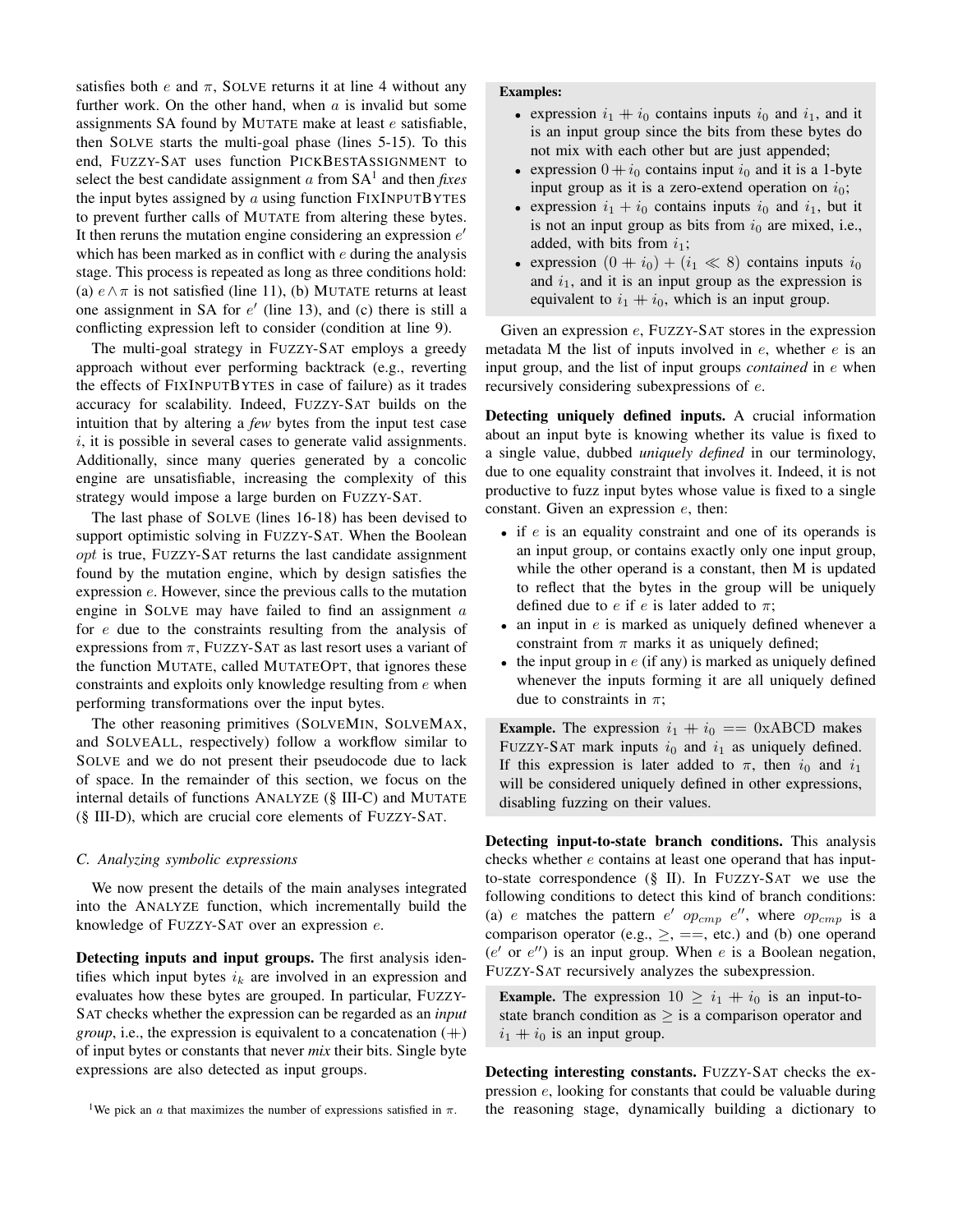satisfies both $e$ and $\pi$, SOLVE returns it at line 4 without any further work. On the other hand, when $a$ is invalid but some assignments SA found by MUTATE make at least $e$ satisfiable, then SOLVE starts the multi-goal phase (lines 5-15). To this end, FUZZY-SAT uses function PICKBESTASSIGNMENT to select the best candidate assignment $a$ from SA[1] and then *fixes* the input bytes assigned by $a$ using function FIXINPUTBYTES to prevent further calls of MUTATE from altering these bytes. It then reruns the mutation engine considering an expression $e'$ which has been marked as in conflict with $e$ during the analysis stage. This process is repeated as long as three conditions hold: (a) $e \wedge \pi$ is not satisfied (line 11), (b) MUTATE returns at least one assignment in SA for $e'$ (line 13), and (c) there is still a conflicting expression left to consider (condition at line 9).

The multi-goal strategy in FUZZY-SAT employs a greedy approach without ever performing backtrack (e.g., reverting the effects of FIXINPUTBYTES in case of failure) as it trades accuracy for scalability. Indeed, FUZZY-SAT builds on the intuition that by altering a *few* bytes from the input test case $i$, it is possible in several cases to generate valid assignments. Additionally, since many queries generated by a concolic engine are unsatisfiable, increasing the complexity of this strategy would impose a large burden on FUZZY-SAT.

The last phase of SOLVE (lines 16-18) has been devised to support optimistic solving in FUZZY-SAT. When the Boolean *opt* is true, FUZZY-SAT returns the last candidate assignment found by the mutation engine, which by design satisfies the expression $e$. However, since the previous calls to the mutation engine in SOLVE may have failed to find an assignment $a$ for $e$ due to the constraints resulting from the analysis of expressions from $\pi$, FUZZY-SAT as last resort uses a variant of the function MUTATE, called MUTATEOPT, that ignores these constraints and exploits only knowledge resulting from $e$ when performing transformations over the input bytes.

The other reasoning primitives (SOLVEMIN, SOLVEMAX, and SOLVEALL, respectively) follow a workflow similar to SOLVE and we do not present their pseudocode due to lack of space. In the remainder of this section, we focus on the internal details of functions ANALYZE (§ III-C) and MUTATE (§ III-D), which are crucial core elements of FUZZY-SAT.

### C. Analyzing symbolic expressions

We now present the details of the main analyses integrated into the ANALYZE function, which incrementally build the knowledge of FUZZY-SAT over an expression $e$.

**Detecting inputs and input groups.** The first analysis identifies which input bytes $i_k$ are involved in an expression and evaluates how these bytes are grouped. In particular, FUZZY-SAT checks whether the expression can be regarded as an *input group*, i.e., the expression is equivalent to a concatenation ($+\!\!+$) of input bytes or constants that never *mix* their bits. Single byte expressions are also detected as input groups.

[1]We pick an $a$ that maximizes the number of expressions satisfied in $\pi$.

**Examples:**

- expression $i_1 +\!\!+ i_0$ contains inputs $i_0$ and $i_1$, and it is an input group since the bits from these bytes do not mix with each other but are just appended;
- expression $0 +\!\!+ i_0$ contains input $i_0$ and it is a 1-byte input group as it is a zero-extend operation on $i_0$;
- expression $i_1 + i_0$ contains inputs $i_0$ and $i_1$, but it is not an input group as bits from $i_0$ are mixed, i.e., added, with bits from $i_1$;
- expression $(0 +\!\!+ i_0) + (i_1 \ll 8)$ contains inputs $i_0$ and $i_1$, and it is an input group as the expression is equivalent to $i_1 +\!\!+ i_0$, which is an input group.

Given an expression $e$, FUZZY-SAT stores in the expression metadata M the list of inputs involved in $e$, whether $e$ is an input group, and the list of input groups *contained* in $e$ when recursively considering subexpressions of $e$.

**Detecting uniquely defined inputs.** A crucial information about an input byte is knowing whether its value is fixed to a single value, dubbed *uniquely defined* in our terminology, due to one equality constraint that involves it. Indeed, it is not productive to fuzz input bytes whose value is fixed to a single constant. Given an expression $e$, then:

- if $e$ is an equality constraint and one of its operands is an input group, or contains exactly only one input group, while the other operand is a constant, then M is updated to reflect that the bytes in the group will be uniquely defined due to $e$ if $e$ is later added to $\pi$;
- an input in $e$ is marked as uniquely defined whenever a constraint from $\pi$ marks it as uniquely defined;
- the input group in $e$ (if any) is marked as uniquely defined whenever the inputs forming it are all uniquely defined due to constraints in $\pi$;

**Example.** The expression $i_1 +\!\!+ i_0 == \text{0xABCD}$ makes FUZZY-SAT mark inputs $i_0$ and $i_1$ as uniquely defined. If this expression is later added to $\pi$, then $i_0$ and $i_1$ will be considered uniquely defined in other expressions, disabling fuzzing on their values.

**Detecting input-to-state branch conditions.** This analysis checks whether $e$ contains at least one operand that has input-to-state correspondence (§ II). In FUZZY-SAT we use the following conditions to detect this kind of branch conditions: (a) $e$ matches the pattern $e'\ op_{cmp}\ e''$, where $op_{cmp}$ is a comparison operator (e.g., $\geq$, $==$, etc.) and (b) one operand ($e'$ or $e''$) is an input group. When $e$ is a Boolean negation, FUZZY-SAT recursively analyzes the subexpression.

**Example.** The expression $10 \geq i_1 +\!\!+ i_0$ is an input-to-state branch condition as $\geq$ is a comparison operator and $i_1 +\!\!+ i_0$ is an input group.

**Detecting interesting constants.** FUZZY-SAT checks the expression $e$, looking for constants that could be valuable during the reasoning stage, dynamically building a dictionary to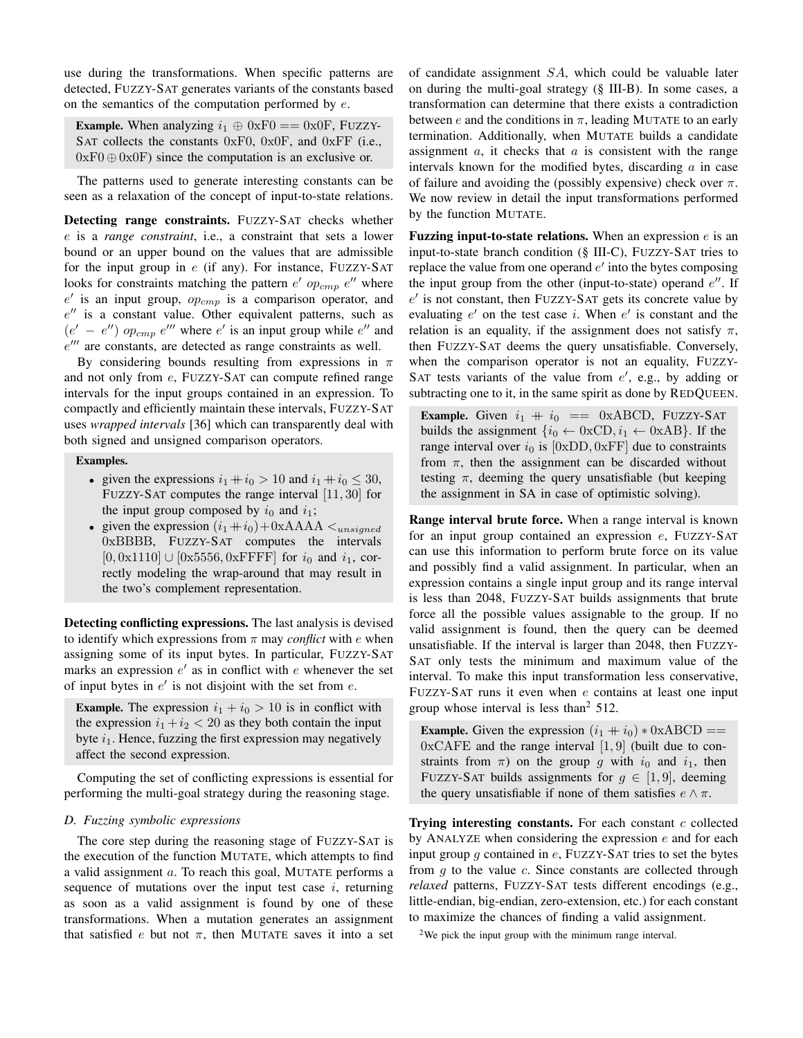use during the transformations. When specific patterns are detected, FUZZY-SAT generates variants of the constants based on the semantics of the computation performed by $e$.

**Example.** When analyzing $i_1 \oplus 0\text{xF0} == 0\text{x0F}$, FUZZY-SAT collects the constants 0xF0, 0x0F, and 0xFF (i.e., $0\text{xF0} \oplus 0\text{x0F}$) since the computation is an exclusive or.

The patterns used to generate interesting constants can be seen as a relaxation of the concept of input-to-state relations.

**Detecting range constraints.** FUZZY-SAT checks whether $e$ is a *range constraint*, i.e., a constraint that sets a lower bound or an upper bound on the values that are admissible for the input group in $e$ (if any). For instance, FUZZY-SAT looks for constraints matching the pattern $e'\ op_{cmp}\ e''$ where $e'$ is an input group, $op_{cmp}$ is a comparison operator, and $e''$ is a constant value. Other equivalent patterns, such as $(e' - e'')\ op_{cmp}\ e'''$ where $e'$ is an input group while $e''$ and $e'''$ are constants, are detected as range constraints as well.

By considering bounds resulting from expressions in $\pi$ and not only from $e$, FUZZY-SAT can compute refined range intervals for the input groups contained in an expression. To compactly and efficiently maintain these intervals, FUZZY-SAT uses *wrapped intervals* [36] which can transparently deal with both signed and unsigned comparison operators.

**Examples.**

- given the expressions $i_1 + i_0 > 10$ and $i_1 + i_0 \leq 30$, FUZZY-SAT computes the range interval $[11, 30]$ for the input group composed by $i_0$ and $i_1$;
- given the expression $(i_1 + i_0) + 0\text{xAAAA} <_{unsigned} 0\text{xBBBB}$, FUZZY-SAT computes the intervals $[0, 0\text{x1110}] \cup [0\text{x5556}, 0\text{xFFFF}]$ for $i_0$ and $i_1$, correctly modeling the wrap-around that may result in the two's complement representation.

**Detecting conflicting expressions.** The last analysis is devised to identify which expressions from $\pi$ may *conflict* with $e$ when assigning some of its input bytes. In particular, FUZZY-SAT marks an expression $e'$ as in conflict with $e$ whenever the set of input bytes in $e'$ is not disjoint with the set from $e$.

**Example.** The expression $i_1 + i_0 > 10$ is in conflict with the expression $i_1 + i_2 < 20$ as they both contain the input byte $i_1$. Hence, fuzzing the first expression may negatively affect the second expression.

Computing the set of conflicting expressions is essential for performing the multi-goal strategy during the reasoning stage.

### D. Fuzzing symbolic expressions

The core step during the reasoning stage of FUZZY-SAT is the execution of the function MUTATE, which attempts to find a valid assignment $a$. To reach this goal, MUTATE performs a sequence of mutations over the input test case $i$, returning as soon as a valid assignment is found by one of these transformations. When a mutation generates an assignment that satisfied $e$ but not $\pi$, then MUTATE saves it into a set of candidate assignment $SA$, which could be valuable later on during the multi-goal strategy (§ III-B). In some cases, a transformation can determine that there exists a contradiction between $e$ and the conditions in $\pi$, leading MUTATE to an early termination. Additionally, when MUTATE builds a candidate assignment $a$, it checks that $a$ is consistent with the range intervals known for the modified bytes, discarding $a$ in case of failure and avoiding the (possibly expensive) check over $\pi$. We now review in detail the input transformations performed by the function MUTATE.

**Fuzzing input-to-state relations.** When an expression $e$ is an input-to-state branch condition (§ III-C), FUZZY-SAT tries to replace the value from one operand $e'$ into the bytes composing the input group from the other (input-to-state) operand $e''$. If $e'$ is not constant, then FUZZY-SAT gets its concrete value by evaluating $e'$ on the test case $i$. When $e'$ is constant and the relation is an equality, if the assignment does not satisfy $\pi$, then FUZZY-SAT deems the query unsatisfiable. Conversely, when the comparison operator is not an equality, FUZZY-SAT tests variants of the value from $e'$, e.g., by adding or subtracting one to it, in the same spirit as done by REDQUEEN.

**Example.** Given $i_1 + i_0 == 0\text{xABCD}$, FUZZY-SAT builds the assignment $\{i_0 \leftarrow 0\text{xCD}, i_1 \leftarrow 0\text{xAB}\}$. If the range interval over $i_0$ is $[0\text{xDD}, 0\text{xFF}]$ due to constraints from $\pi$, then the assignment can be discarded without testing $\pi$, deeming the query unsatisfiable (but keeping the assignment in SA in case of optimistic solving).

**Range interval brute force.** When a range interval is known for an input group contained an expression $e$, FUZZY-SAT can use this information to perform brute force on its value and possibly find a valid assignment. In particular, when an expression contains a single input group and its range interval is less than 2048, FUZZY-SAT builds assignments that brute force all the possible values assignable to the group. If no valid assignment is found, then the query can be deemed unsatisfiable. If the interval is larger than 2048, then FUZZY-SAT only tests the minimum and maximum value of the interval. To make this input transformation less conservative, FUZZY-SAT runs it even when $e$ contains at least one input group whose interval is less than[2] 512.

**Example.** Given the expression $(i_1 + i_0) * 0\text{xABCD} == 0\text{xCAFE}$ and the range interval $[1, 9]$ (built due to constraints from $\pi$) on the group $g$ with $i_0$ and $i_1$, then FUZZY-SAT builds assignments for $g \in [1, 9]$, deeming the query unsatisfiable if none of them satisfies $e \wedge \pi$.

**Trying interesting constants.** For each constant $c$ collected by ANALYZE when considering the expression $e$ and for each input group $g$ contained in $e$, FUZZY-SAT tries to set the bytes from $g$ to the value $c$. Since constants are collected through *relaxed* patterns, FUZZY-SAT tests different encodings (e.g., little-endian, big-endian, zero-extension, etc.) for each constant to maximize the chances of finding a valid assignment.

[2] We pick the input group with the minimum range interval.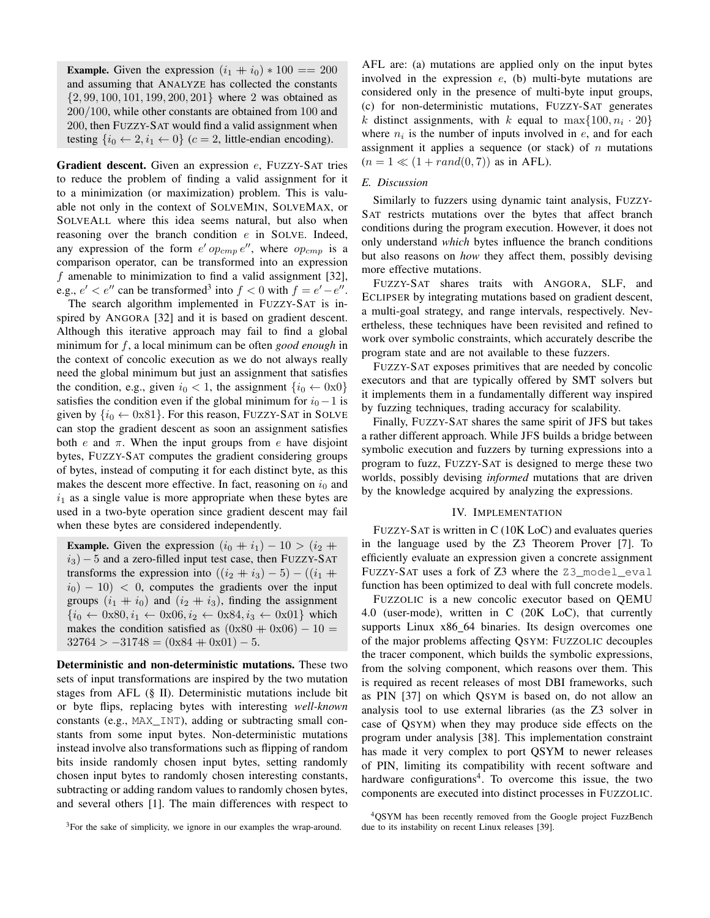**Example.** Given the expression $(i_1 + i_0) * 100 == 200$ and assuming that ANALYZE has collected the constants $\{2, 99, 100, 101, 199, 200, 201\}$ where 2 was obtained as $200/100$, while other constants are obtained from 100 and 200, then FUZZY-SAT would find a valid assignment when testing $\{i_0 \leftarrow 2, i_1 \leftarrow 0\}$ ($c = 2$, little-endian encoding).

**Gradient descent.** Given an expression $e$, FUZZY-SAT tries to reduce the problem of finding a valid assignment for it to a minimization (or maximization) problem. This is valuable not only in the context of SOLVEMIN, SOLVEMAX, or SOLVEALL where this idea seems natural, but also when reasoning over the branch condition $e$ in SOLVE. Indeed, any expression of the form $e' \, op_{cmp} \, e''$, where $op_{cmp}$ is a comparison operator, can be transformed into an expression $f$ amenable to minimization to find a valid assignment [32], e.g., $e' < e''$ can be transformed[3] into $f < 0$ with $f = e' - e''$.

The search algorithm implemented in FUZZY-SAT is inspired by ANGORA [32] and it is based on gradient descent. Although this iterative approach may fail to find a global minimum for $f$, a local minimum can be often *good enough* in the context of concolic execution as we do not always really need the global minimum but just an assignment that satisfies the condition, e.g., given $i_0 < 1$, the assignment $\{i_0 \leftarrow 0\text{x}0\}$ satisfies the condition even if the global minimum for $i_0 - 1$ is given by $\{i_0 \leftarrow 0\text{x}81\}$. For this reason, FUZZY-SAT in SOLVE can stop the gradient descent as soon an assignment satisfies both $e$ and $\pi$. When the input groups from $e$ have disjoint bytes, FUZZY-SAT computes the gradient considering groups of bytes, instead of computing it for each distinct byte, as this makes the descent more effective. In fact, reasoning on $i_0$ and $i_1$ as a single value is more appropriate when these bytes are used in a two-byte operation since gradient descent may fail when these bytes are considered independently.

**Example.** Given the expression $(i_0 + i_1) - 10 > (i_2 + i_3) - 5$ and a zero-filled input test case, then FUZZY-SAT transforms the expression into $((i_2 + i_3) - 5) - ((i_1 + i_0) - 10) < 0$, computes the gradients over the input groups $(i_1 + i_0)$ and $(i_2 + i_3)$, finding the assignment $\{i_0 \leftarrow 0\text{x}80, i_1 \leftarrow 0\text{x}06, i_2 \leftarrow 0\text{x}84, i_3 \leftarrow 0\text{x}01\}$ which makes the condition satisfied as $(0\text{x}80 + 0\text{x}06) - 10 = 32764 > -31748 = (0\text{x}84 + 0\text{x}01) - 5$.

**Deterministic and non-deterministic mutations.** These two sets of input transformations are inspired by the two mutation stages from AFL (§ II). Deterministic mutations include bit or byte flips, replacing bytes with interesting *well-known* constants (e.g., `MAX_INT`), adding or subtracting small constants from some input bytes. Non-deterministic mutations instead involve also transformations such as flipping of random bits inside randomly chosen input bytes, setting randomly chosen input bytes to randomly chosen interesting constants, subtracting or adding random values to randomly chosen bytes, and several others [1]. The main differences with respect to AFL are: (a) mutations are applied only on the input bytes involved in the expression $e$, (b) multi-byte mutations are considered only in the presence of multi-byte input groups, (c) for non-deterministic mutations, FUZZY-SAT generates $k$ distinct assignments, with $k$ equal to $\max\{100, n_i \cdot 20\}$ where $n_i$ is the number of inputs involved in $e$, and for each assignment it applies a sequence (or stack) of $n$ mutations ($n = 1 \ll (1 + rand(0, 7))$ as in AFL).

### E. Discussion

Similarly to fuzzers using dynamic taint analysis, FUZZY-SAT restricts mutations over the bytes that affect branch conditions during the program execution. However, it does not only understand *which* bytes influence the branch conditions but also reasons on *how* they affect them, possibly devising more effective mutations.

FUZZY-SAT shares traits with ANGORA, SLF, and ECLIPSER by integrating mutations based on gradient descent, a multi-goal strategy, and range intervals, respectively. Nevertheless, these techniques have been revisited and refined to work over symbolic constraints, which accurately describe the program state and are not available to these fuzzers.

FUZZY-SAT exposes primitives that are needed by concolic executors and that are typically offered by SMT solvers but it implements them in a fundamentally different way inspired by fuzzing techniques, trading accuracy for scalability.

Finally, FUZZY-SAT shares the same spirit of JFS but takes a rather different approach. While JFS builds a bridge between symbolic execution and fuzzers by turning expressions into a program to fuzz, FUZZY-SAT is designed to merge these two worlds, possibly devising *informed* mutations that are driven by the knowledge acquired by analyzing the expressions.

## IV. IMPLEMENTATION

FUZZY-SAT is written in C (10K LoC) and evaluates queries in the language used by the Z3 Theorem Prover [7]. To efficiently evaluate an expression given a concrete assignment FUZZY-SAT uses a fork of Z3 where the `Z3_model_eval` function has been optimized to deal with full concrete models.

FUZZOLIC is a new concolic executor based on QEMU 4.0 (user-mode), written in C (20K LoC), that currently supports Linux x86_64 binaries. Its design overcomes one of the major problems affecting QSYM: FUZZOLIC decouples the tracer component, which builds the symbolic expressions, from the solving component, which reasons over them. This is required as recent releases of most DBI frameworks, such as PIN [37] on which QSYM is based on, do not allow an analysis tool to use external libraries (as the Z3 solver in case of QSYM) when they may produce side effects on the program under analysis [38]. This implementation constraint has made it very complex to port QSYM to newer releases of PIN, limiting its compatibility with recent software and hardware configurations[4]. To overcome this issue, the two components are executed into distinct processes in FUZZOLIC.

[3] For the sake of simplicity, we ignore in our examples the wrap-around.

[4] QSYM has been recently removed from the Google project FuzzBench due to its instability on recent Linux releases [39].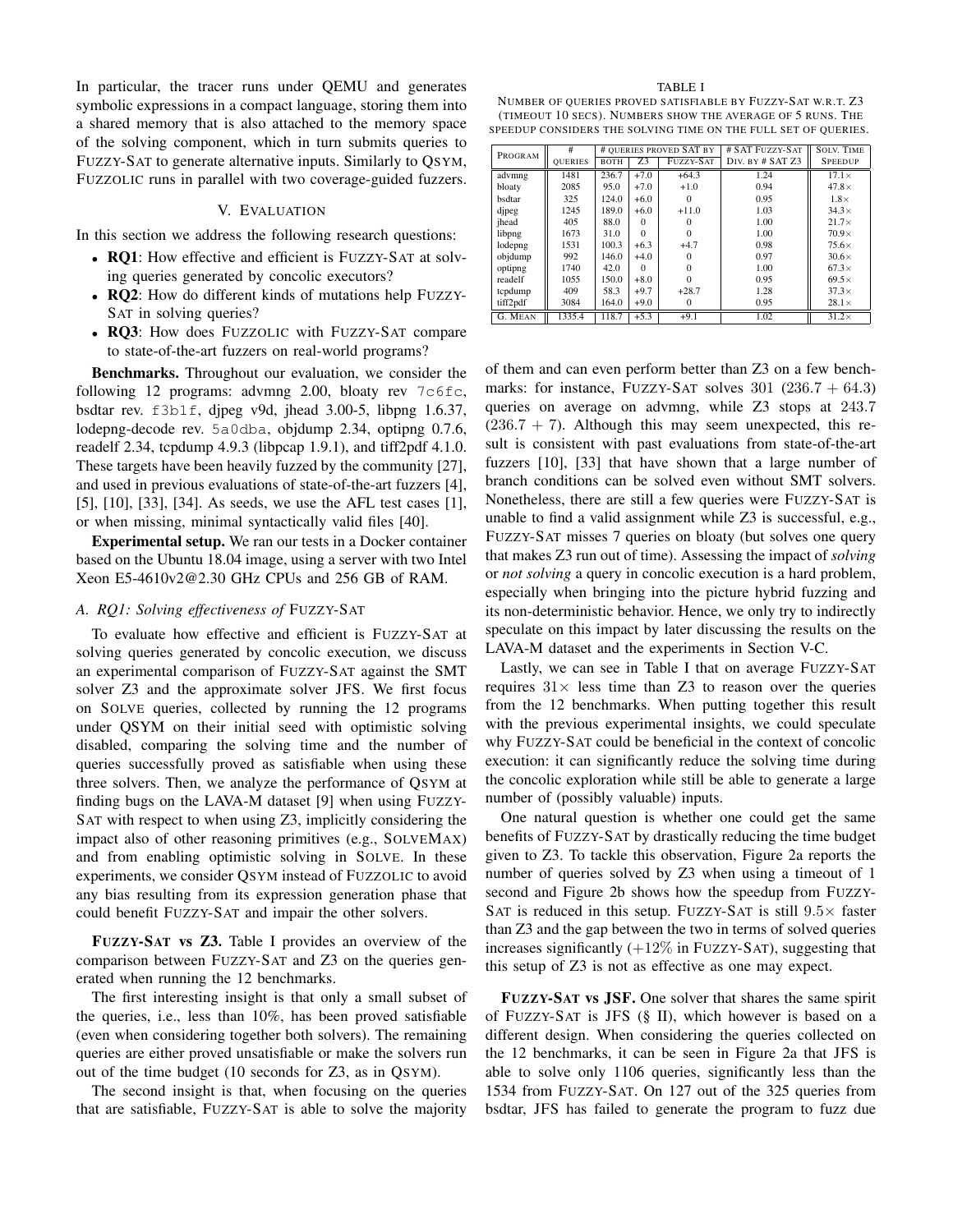In particular, the tracer runs under QEMU and generates symbolic expressions in a compact language, storing them into a shared memory that is also attached to the memory space of the solving component, which in turn submits queries to FUZZY-SAT to generate alternative inputs. Similarly to QSYM, FUZZOLIC runs in parallel with two coverage-guided fuzzers.

## V. EVALUATION

In this section we address the following research questions:

- **RQ1**: How effective and efficient is FUZZY-SAT at solving queries generated by concolic executors?
- **RQ2**: How do different kinds of mutations help FUZZY-SAT in solving queries?
- **RQ3**: How does FUZZOLIC with FUZZY-SAT compare to state-of-the-art fuzzers on real-world programs?

**Benchmarks.** Throughout our evaluation, we consider the following 12 programs: advmng 2.00, bloaty rev `7c6fc`, bsdtar rev. `f3b1f`, djpeg v9d, jhead 3.00-5, libpng 1.6.37, lodepng-decode rev. `5a0dba`, objdump 2.34, optipng 0.7.6, readelf 2.34, tcpdump 4.9.3 (libpcap 1.9.1), and tiff2pdf 4.1.0. These targets have been heavily fuzzed by the community [27], and used in previous evaluations of state-of-the-art fuzzers [4], [5], [10], [33], [34]. As seeds, we use the AFL test cases [1], or when missing, minimal syntactically valid files [40].

**Experimental setup.** We ran our tests in a Docker container based on the Ubuntu 18.04 image, using a server with two Intel Xeon E5-4610v2@2.30 GHz CPUs and 256 GB of RAM.

### A. RQ1: Solving effectiveness of FUZZY-SAT

To evaluate how effective and efficient is FUZZY-SAT at solving queries generated by concolic execution, we discuss an experimental comparison of FUZZY-SAT against the SMT solver Z3 and the approximate solver JFS. We first focus on SOLVE queries, collected by running the 12 programs under QSYM on their initial seed with optimistic solving disabled, comparing the solving time and the number of queries successfully proved as satisfiable when using these three solvers. Then, we analyze the performance of QSYM at finding bugs on the LAVA-M dataset [9] when using FUZZY-SAT with respect to when using Z3, implicitly considering the impact also of other reasoning primitives (e.g., SOLVEMAX) and from enabling optimistic solving in SOLVE. In these experiments, we consider QSYM instead of FUZZOLIC to avoid any bias resulting from its expression generation phase that could benefit FUZZY-SAT and impair the other solvers.

**FUZZY-SAT vs Z3.** Table I provides an overview of the comparison between FUZZY-SAT and Z3 on the queries generated when running the 12 benchmarks.

The first interesting insight is that only a small subset of the queries, i.e., less than 10%, has been proved satisfiable (even when considering together both solvers). The remaining queries are either proved unsatisfiable or make the solvers run out of the time budget (10 seconds for Z3, as in QSYM).

The second insight is that, when focusing on the queries that are satisfiable, FUZZY-SAT is able to solve the majority

TABLE I
NUMBER OF QUERIES PROVED SATISFIABLE BY FUZZY-SAT W.R.T. Z3 (TIMEOUT 10 SECS). NUMBERS SHOW THE AVERAGE OF 5 RUNS. THE SPEEDUP CONSIDERS THE SOLVING TIME ON THE FULL SET OF QUERIES.

| PROGRAM | # QUERIES | # QUERIES PROVED SAT BY | | | # SAT FUZZY-SAT DIV. BY # SAT Z3 | SOLV. TIME SPEEDUP |
|---|---|---|---|---|---|---|
| | | BOTH | Z3 | FUZZY-SAT | | |
| advmng | 1481 | 236.7 | +7.0 | +64.3 | 1.24 | 17.1× |
| bloaty | 2085 | 95.0 | +7.0 | +1.0 | 0.94 | 47.8× |
| bsdtar | 325 | 124.0 | +6.0 | 0 | 0.95 | 1.8× |
| djpeg | 1245 | 189.0 | +6.0 | +11.0 | 1.03 | 34.3× |
| jhead | 405 | 88.0 | 0 | 0 | 1.00 | 21.7× |
| libpng | 1673 | 31.0 | 0 | 0 | 1.00 | 70.9× |
| lodepng | 1531 | 100.3 | +6.3 | +4.7 | 0.98 | 75.6× |
| objdump | 992 | 146.0 | +4.0 | 0 | 0.97 | 30.6× |
| optipng | 1740 | 42.0 | 0 | 0 | 1.00 | 67.3× |
| readelf | 1055 | 150.0 | +8.0 | 0 | 0.95 | 69.5× |
| tcpdump | 409 | 58.3 | +9.7 | +28.7 | 1.28 | 37.3× |
| tiff2pdf | 3084 | 164.0 | +9.0 | 0 | 0.95 | 28.1× |
| G. MEAN | 1335.4 | 118.7 | +5.3 | +9.1 | 1.02 | 31.2× |

of them and can even perform better than Z3 on a few benchmarks: for instance, FUZZY-SAT solves 301 $(236.7 + 64.3)$ queries on average on advmng, while Z3 stops at 243.7 $(236.7 + 7)$. Although this may seem unexpected, this result is consistent with past evaluations from state-of-the-art fuzzers [10], [33] that have shown that a large number of branch conditions can be solved even without SMT solvers. Nonetheless, there are still a few queries were FUZZY-SAT is unable to find a valid assignment while Z3 is successful, e.g., FUZZY-SAT misses 7 queries on bloaty (but solves one query that makes Z3 run out of time). Assessing the impact of *solving* or *not solving* a query in concolic execution is a hard problem, especially when bringing into the picture hybrid fuzzing and its non-deterministic behavior. Hence, we only try to indirectly speculate on this impact by later discussing the results on the LAVA-M dataset and the experiments in Section V-C.

Lastly, we can see in Table I that on average FUZZY-SAT requires $31\times$ less time than Z3 to reason over the queries from the 12 benchmarks. When putting together this result with the previous experimental insights, we could speculate why FUZZY-SAT could be beneficial in the context of concolic execution: it can significantly reduce the solving time during the concolic exploration while still be able to generate a large number of (possibly valuable) inputs.

One natural question is whether one could get the same benefits of FUZZY-SAT by drastically reducing the time budget given to Z3. To tackle this observation, Figure 2a reports the number of queries solved by Z3 when using a timeout of 1 second and Figure 2b shows how the speedup from FUZZY-SAT is reduced in this setup. FUZZY-SAT is still $9.5\times$ faster than Z3 and the gap between the two in terms of solved queries increases significantly ($+12\%$ in FUZZY-SAT), suggesting that this setup of Z3 is not as effective as one may expect.

**FUZZY-SAT vs JSF.** One solver that shares the same spirit of FUZZY-SAT is JFS (§ II), which however is based on a different design. When considering the queries collected on the 12 benchmarks, it can be seen in Figure 2a that JFS is able to solve only 1106 queries, significantly less than the 1534 from FUZZY-SAT. On 127 out of the 325 queries from bsdtar, JFS has failed to generate the program to fuzz due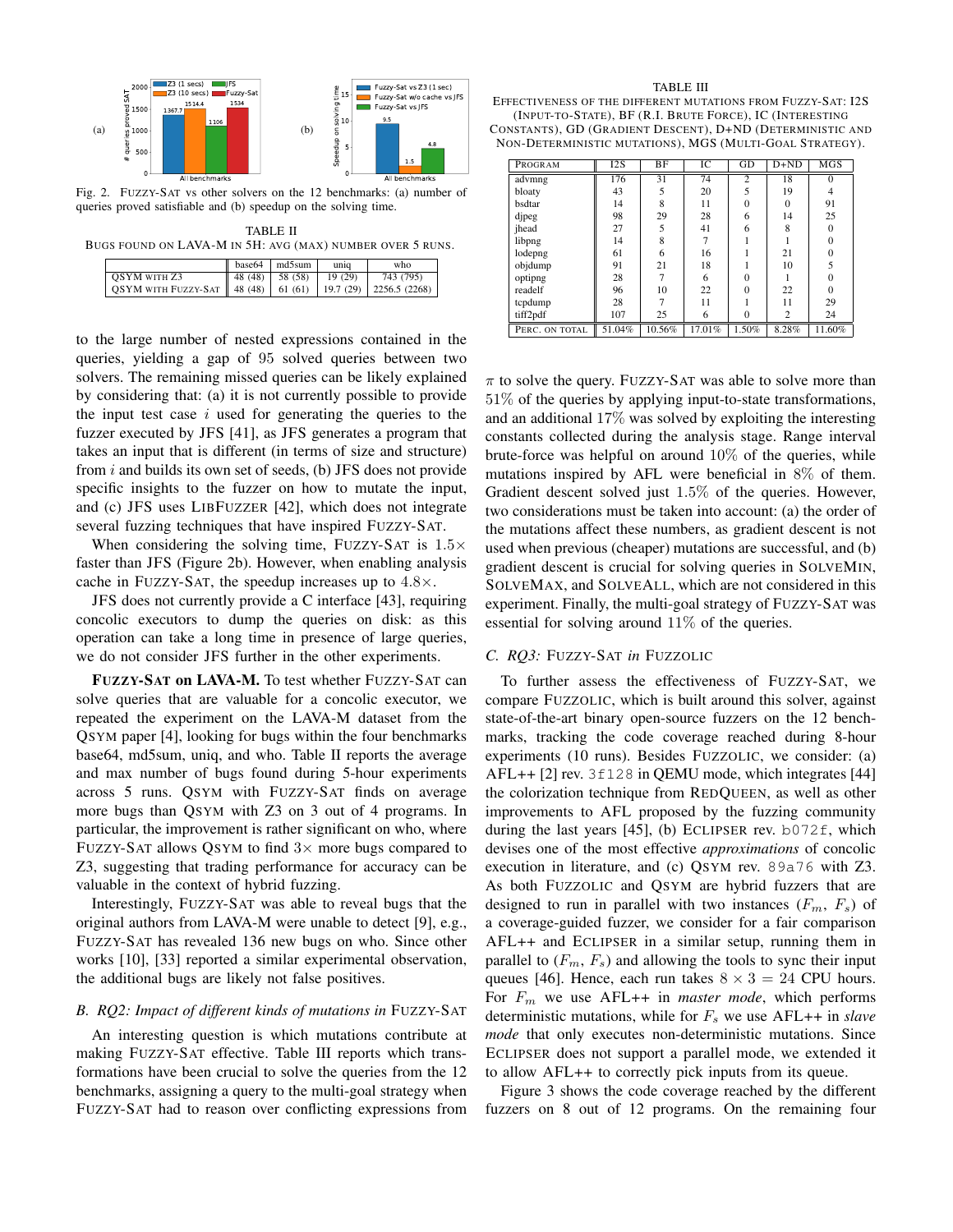(a)

2000
Z3 (1 secs) JFS
Z3 (10 secs) Fuzzy-Sat
1500 1514.4 1534
1367.7
1000 1106
500
0
# queries proved SAT
All benchmarks

(b)

Fuzzy-Sat vs Z3 (1 sec)
Fuzzy-Sat w/o cache vs JFS
Fuzzy-Sat vs JFS
15
10
9.5
5
4.8
1.5
0
Speedup on solving time
All benchmarks

Fig. 2. FUZZY-SAT vs other solvers on the 12 benchmarks: (a) number of queries proved satisfiable and (b) speedup on the solving time.

TABLE II
BUGS FOUND ON LAVA-M IN 5H: AVG (MAX) NUMBER OVER 5 RUNS.

| | base64 | md5sum | uniq | who |
|---|---|---|---|---|
| QSYM WITH Z3 | 48 (48) | 58 (58) | 19 (29) | 743 (795) |
| QSYM WITH FUZZY-SAT | 48 (48) | 61 (61) | 19.7 (29) | 2256.5 (2268) |

to the large number of nested expressions contained in the queries, yielding a gap of 95 solved queries between two solvers. The remaining missed queries can be likely explained by considering that: (a) it is not currently possible to provide the input test case $i$ used for generating the queries to the fuzzer executed by JFS [41], as JFS generates a program that takes an input that is different (in terms of size and structure) from $i$ and builds its own set of seeds, (b) JFS does not provide specific insights to the fuzzer on how to mutate the input, and (c) JFS uses LIBFUZZER [42], which does not integrate several fuzzing techniques that have inspired FUZZY-SAT.

When considering the solving time, FUZZY-SAT is $1.5\times$ faster than JFS (Figure 2b). However, when enabling analysis cache in FUZZY-SAT, the speedup increases up to $4.8\times$.

JFS does not currently provide a C interface [43], requiring concolic executors to dump the queries on disk: as this operation can take a long time in presence of large queries, we do not consider JFS further in the other experiments.

**FUZZY-SAT on LAVA-M.** To test whether FUZZY-SAT can solve queries that are valuable for a concolic executor, we repeated the experiment on the LAVA-M dataset from the QSYM paper [4], looking for bugs within the four benchmarks base64, md5sum, uniq, and who. Table II reports the average and max number of bugs found during 5-hour experiments across 5 runs. QSYM with FUZZY-SAT finds on average more bugs than QSYM with Z3 on 3 out of 4 programs. In particular, the improvement is rather significant on who, where FUZZY-SAT allows QSYM to find $3\times$ more bugs compared to Z3, suggesting that trading performance for accuracy can be valuable in the context of hybrid fuzzing.

Interestingly, FUZZY-SAT was able to reveal bugs that the original authors from LAVA-M were unable to detect [9], e.g., FUZZY-SAT has revealed 136 new bugs on who. Since other works [10], [33] reported a similar experimental observation, the additional bugs are likely not false positives.

### B. RQ2: Impact of different kinds of mutations in FUZZY-SAT

An interesting question is which mutations contribute at making FUZZY-SAT effective. Table III reports which transformations have been crucial to solve the queries from the 12 benchmarks, assigning a query to the multi-goal strategy when FUZZY-SAT had to reason over conflicting expressions from $\pi$ to solve the query. FUZZY-SAT was able to solve more than 51% of the queries by applying input-to-state transformations, and an additional 17% was solved by exploiting the interesting constants collected during the analysis stage. Range interval brute-force was helpful on around 10% of the queries, while mutations inspired by AFL were beneficial in 8% of them. Gradient descent solved just 1.5% of the queries. However, two considerations must be taken into account: (a) the order of the mutations affect these numbers, as gradient descent is not used when previous (cheaper) mutations are successful, and (b) gradient descent is crucial for solving queries in SOLVEMIN, SOLVEMAX, and SOLVEALL, which are not considered in this experiment. Finally, the multi-goal strategy of FUZZY-SAT was essential for solving around 11% of the queries.

TABLE III
EFFECTIVENESS OF THE DIFFERENT MUTATIONS FROM FUZZY-SAT: I2S (INPUT-TO-STATE), BF (R.I. BRUTE FORCE), IC (INTERESTING CONSTANTS), GD (GRADIENT DESCENT), D+ND (DETERMINISTIC AND NON-DETERMINISTIC MUTATIONS), MGS (MULTI-GOAL STRATEGY).

| PROGRAM | I2S | BF | IC | GD | D+ND | MGS |
|---|---|---|---|---|---|---|
| advmng | 176 | 31 | 74 | 2 | 18 | 0 |
| bloaty | 43 | 5 | 20 | 5 | 19 | 4 |
| bsdtar | 14 | 8 | 11 | 0 | 0 | 91 |
| djpeg | 98 | 29 | 28 | 6 | 14 | 25 |
| jhead | 27 | 5 | 41 | 6 | 8 | 0 |
| libpng | 14 | 8 | 7 | 1 | 1 | 0 |
| lodepng | 61 | 6 | 16 | 1 | 21 | 0 |
| objdump | 91 | 21 | 18 | 1 | 10 | 5 |
| optipng | 28 | 7 | 6 | 0 | 1 | 0 |
| readelf | 96 | 10 | 22 | 0 | 22 | 0 |
| tcpdump | 28 | 7 | 11 | 1 | 11 | 29 |
| tiff2pdf | 107 | 25 | 6 | 0 | 2 | 24 |
| PERC. ON TOTAL | 51.04% | 10.56% | 17.01% | 1.50% | 8.28% | 11.60% |

### C. RQ3: FUZZY-SAT *in* FUZZOLIC

To further assess the effectiveness of FUZZY-SAT, we compare FUZZOLIC, which is built around this solver, against state-of-the-art binary open-source fuzzers on the 12 benchmarks, tracking the code coverage reached during 8-hour experiments (10 runs). Besides FUZZOLIC, we consider: (a) AFL++ [2] rev. `3f128` in QEMU mode, which integrates [44] the colorization technique from REDQUEEN, as well as other improvements to AFL proposed by the fuzzing community during the last years [45], (b) ECLIPSER rev. `b072f`, which devises one of the most effective *approximations* of concolic execution in literature, and (c) QSYM rev. `89a76` with Z3. As both FUZZOLIC and QSYM are hybrid fuzzers that are designed to run in parallel with two instances ($F_m$, $F_s$) of a coverage-guided fuzzer, we consider for a fair comparison AFL++ and ECLIPSER in a similar setup, running them in parallel to ($F_m$, $F_s$) and allowing the tools to sync their input queues [46]. Hence, each run takes $8 \times 3 = 24$ CPU hours. For $F_m$ we use AFL++ in *master mode*, which performs deterministic mutations, while for $F_s$ we use AFL++ in *slave mode* that only executes non-deterministic mutations. Since ECLIPSER does not support a parallel mode, we extended it to allow AFL++ to correctly pick inputs from its queue.

Figure 3 shows the code coverage reached by the different fuzzers on 8 out of 12 programs. On the remaining four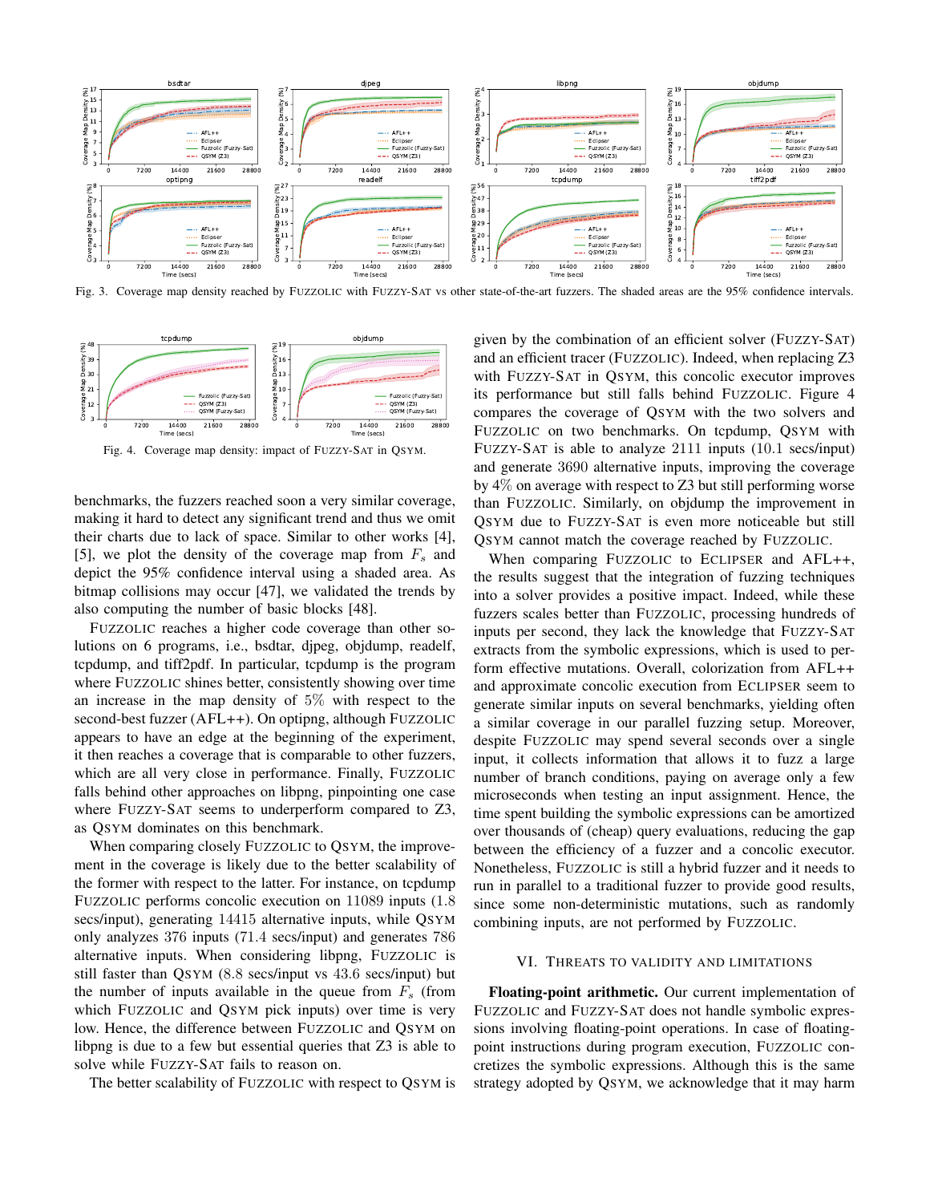bsdtar

Coverage Map Density (%)

17 15 13 11 9 7 5 3

0 7200 14400 21600 28800

AFL++
Eclipser
Fuzzolic (Fuzzy-Sat)
QSYM (Z3)

djpeg

libpng

objdump

optipng

readelf

tcpdump

tiff2pdf

Time (secs)

Fig. 3. Coverage map density reached by FUZZOLIC with FUZZY-SAT vs other state-of-the-art fuzzers. The shaded areas are the 95% confidence intervals.

tcpdump

objdump

Fuzzolic (Fuzzy-Sat)
QSYM (Z3)
QSYM (Fuzzy-Sat)

Time (secs)

Fig. 4. Coverage map density: impact of FUZZY-SAT in QSYM.

benchmarks, the fuzzers reached soon a very similar coverage, making it hard to detect any significant trend and thus we omit their charts due to lack of space. Similar to other works [4], [5], we plot the density of the coverage map from $F_s$ and depict the 95% confidence interval using a shaded area. As bitmap collisions may occur [47], we validated the trends by also computing the number of basic blocks [48].

FUZZOLIC reaches a higher code coverage than other solutions on 6 programs, i.e., bsdtar, djpeg, objdump, readelf, tcpdump, and tiff2pdf. In particular, tcpdump is the program where FUZZOLIC shines better, consistently showing over time an increase in the map density of $5\%$ with respect to the second-best fuzzer (AFL++). On optipng, although FUZZOLIC appears to have an edge at the beginning of the experiment, it then reaches a coverage that is comparable to other fuzzers, which are all very close in performance. Finally, FUZZOLIC falls behind other approaches on libpng, pinpointing one case where FUZZY-SAT seems to underperform compared to Z3, as QSYM dominates on this benchmark.

When comparing closely FUZZOLIC to QSYM, the improvement in the coverage is likely due to the better scalability of the former with respect to the latter. For instance, on tcpdump FUZZOLIC performs concolic execution on 11089 inputs (1.8 secs/input), generating 14415 alternative inputs, while QSYM only analyzes 376 inputs (71.4 secs/input) and generates 786 alternative inputs. When considering libpng, FUZZOLIC is still faster than QSYM (8.8 secs/input vs 43.6 secs/input) but the number of inputs available in the queue from $F_s$ (from which FUZZOLIC and QSYM pick inputs) over time is very low. Hence, the difference between FUZZOLIC and QSYM on libpng is due to a few but essential queries that Z3 is able to solve while FUZZY-SAT fails to reason on.

The better scalability of FUZZOLIC with respect to QSYM is given by the combination of an efficient solver (FUZZY-SAT) and an efficient tracer (FUZZOLIC). Indeed, when replacing Z3 with FUZZY-SAT in QSYM, this concolic executor improves its performance but still falls behind FUZZOLIC. Figure 4 compares the coverage of QSYM with the two solvers and FUZZOLIC on two benchmarks. On tcpdump, QSYM with FUZZY-SAT is able to analyze 2111 inputs (10.1 secs/input) and generate 3690 alternative inputs, improving the coverage by $4\%$ on average with respect to Z3 but still performing worse than FUZZOLIC. Similarly, on objdump the improvement in QSYM due to FUZZY-SAT is even more noticeable but still QSYM cannot match the coverage reached by FUZZOLIC.

When comparing FUZZOLIC to ECLIPSER and AFL++, the results suggest that the integration of fuzzing techniques into a solver provides a positive impact. Indeed, while these fuzzers scales better than FUZZOLIC, processing hundreds of inputs per second, they lack the knowledge that FUZZY-SAT extracts from the symbolic expressions, which is used to perform effective mutations. Overall, colorization from AFL++ and approximate concolic execution from ECLIPSER seem to generate similar inputs on several benchmarks, yielding often a similar coverage in our parallel fuzzing setup. Moreover, despite FUZZOLIC may spend several seconds over a single input, it collects information that allows it to fuzz a large number of branch conditions, paying on average only a few microseconds when testing an input assignment. Hence, the time spent building the symbolic expressions can be amortized over thousands of (cheap) query evaluations, reducing the gap between the efficiency of a fuzzer and a concolic executor. Nonetheless, FUZZOLIC is still a hybrid fuzzer and it needs to run in parallel to a traditional fuzzer to provide good results, since some non-deterministic mutations, such as randomly combining inputs, are not performed by FUZZOLIC.

## VI. THREATS TO VALIDITY AND LIMITATIONS

**Floating-point arithmetic.** Our current implementation of FUZZOLIC and FUZZY-SAT does not handle symbolic expressions involving floating-point operations. In case of floating-point instructions during program execution, FUZZOLIC concretizes the symbolic expressions. Although this is the same strategy adopted by QSYM, we acknowledge that it may harm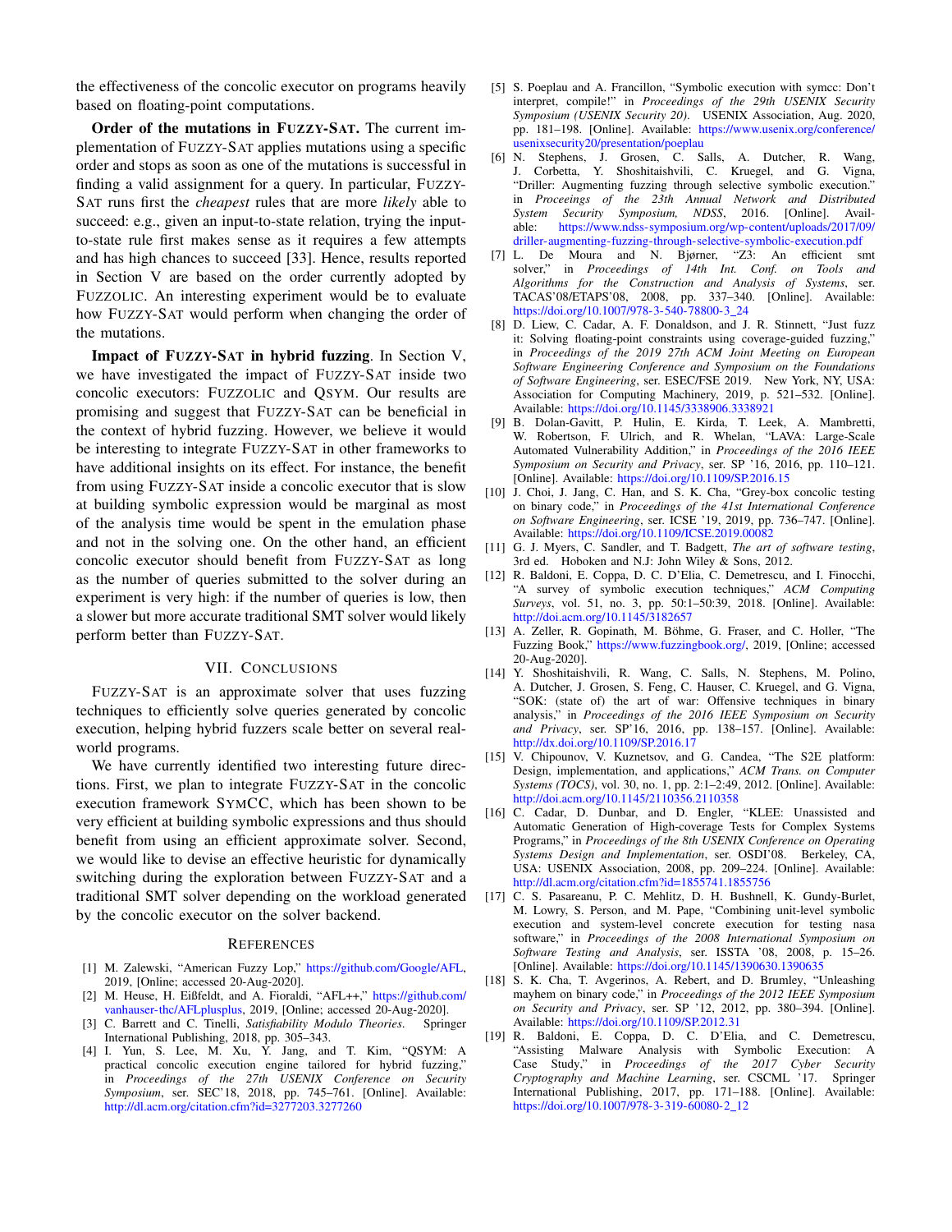the effectiveness of the concolic executor on programs heavily based on floating-point computations.

**Order of the mutations in FUZZY-SAT.** The current implementation of FUZZY-SAT applies mutations using a specific order and stops as soon as one of the mutations is successful in finding a valid assignment for a query. In particular, FUZZY-SAT runs first the *cheapest* rules that are more *likely* able to succeed: e.g., given an input-to-state relation, trying the input-to-state rule first makes sense as it requires a few attempts and has high chances to succeed [33]. Hence, results reported in Section V are based on the order currently adopted by FUZZOLIC. An interesting experiment would be to evaluate how FUZZY-SAT would perform when changing the order of the mutations.

**Impact of FUZZY-SAT in hybrid fuzzing**. In Section V, we have investigated the impact of FUZZY-SAT inside two concolic executors: FUZZOLIC and QSYM. Our results are promising and suggest that FUZZY-SAT can be beneficial in the context of hybrid fuzzing. However, we believe it would be interesting to integrate FUZZY-SAT in other frameworks to have additional insights on its effect. For instance, the benefit from using FUZZY-SAT inside a concolic executor that is slow at building symbolic expression would be marginal as most of the analysis time would be spent in the emulation phase and not in the solving one. On the other hand, an efficient concolic executor should benefit from FUZZY-SAT as long as the number of queries submitted to the solver during an experiment is very high: if the number of queries is low, then a slower but more accurate traditional SMT solver would likely perform better than FUZZY-SAT.

## VII. CONCLUSIONS

FUZZY-SAT is an approximate solver that uses fuzzing techniques to efficiently solve queries generated by concolic execution, helping hybrid fuzzers scale better on several real-world programs.

We have currently identified two interesting future directions. First, we plan to integrate FUZZY-SAT in the concolic execution framework SYMCC, which has been shown to be very efficient at building symbolic expressions and thus should benefit from using an efficient approximate solver. Second, we would like to devise an effective heuristic for dynamically switching during the exploration between FUZZY-SAT and a traditional SMT solver depending on the workload generated by the concolic executor on the solver backend.

## REFERENCES

[1] M. Zalewski, "American Fuzzy Lop," https://github.com/Google/AFL, 2019, [Online; accessed 20-Aug-2020].

[2] M. Heuse, H. Eißfeldt, and A. Fioraldi, "AFL++," https://github.com/vanhauser-thc/AFLplusplus, 2019, [Online; accessed 20-Aug-2020].

[3] C. Barrett and C. Tinelli, *Satisfiability Modulo Theories*. Springer International Publishing, 2018, pp. 305–343.

[4] I. Yun, S. Lee, M. Xu, Y. Jang, and T. Kim, "QSYM: A practical concolic execution engine tailored for hybrid fuzzing," in *Proceedings of the 27th USENIX Conference on Security Symposium*, ser. SEC'18, 2018, pp. 745–761. [Online]. Available: http://dl.acm.org/citation.cfm?id=3277203.3277260

[5] S. Poeplau and A. Francillon, "Symbolic execution with symcc: Don't interpret, compile!" in *Proceedings of the 29th USENIX Security Symposium (USENIX Security 20)*. USENIX Association, Aug. 2020, pp. 181–198. [Online]. Available: https://www.usenix.org/conference/usenixsecurity20/presentation/poeplau

[6] N. Stephens, J. Grosen, C. Salls, A. Dutcher, R. Wang, J. Corbetta, Y. Shoshitaishvili, C. Kruegel, and G. Vigna, "Driller: Augmenting fuzzing through selective symbolic execution." in *Proceeings of the 23th Annual Network and Distributed System Security Symposium, NDSS*, 2016. [Online]. Available: https://www.ndss-symposium.org/wp-content/uploads/2017/09/driller-augmenting-fuzzing-through-selective-symbolic-execution.pdf

[7] L. De Moura and N. Bjørner, "Z3: An efficient smt solver," in *Proceedings of 14th Int. Conf. on Tools and Algorithms for the Construction and Analysis of Systems*, ser. TACAS'08/ETAPS'08, 2008, pp. 337–340. [Online]. Available: https://doi.org/10.1007/978-3-540-78800-3_24

[8] D. Liew, C. Cadar, A. F. Donaldson, and J. R. Stinnett, "Just fuzz it: Solving floating-point constraints using coverage-guided fuzzing," in *Proceedings of the 2019 27th ACM Joint Meeting on European Software Engineering Conference and Symposium on the Foundations of Software Engineering*, ser. ESEC/FSE 2019. New York, NY, USA: Association for Computing Machinery, 2019, p. 521–532. [Online]. Available: https://doi.org/10.1145/3338906.3338921

[9] B. Dolan-Gavitt, P. Hulin, E. Kirda, T. Leek, A. Mambretti, W. Robertson, F. Ulrich, and R. Whelan, "LAVA: Large-Scale Automated Vulnerability Addition," in *Proceedings of the 2016 IEEE Symposium on Security and Privacy*, ser. SP '16, 2016, pp. 110–121. [Online]. Available: https://doi.org/10.1109/SP.2016.15

[10] J. Choi, J. Jang, C. Han, and S. K. Cha, "Grey-box concolic testing on binary code," in *Proceedings of the 41st International Conference on Software Engineering*, ser. ICSE '19, 2019, pp. 736–747. [Online]. Available: https://doi.org/10.1109/ICSE.2019.00082

[11] G. J. Myers, C. Sandler, and T. Badgett, *The art of software testing*, 3rd ed. Hoboken and N.J: John Wiley & Sons, 2012.

[12] R. Baldoni, E. Coppa, D. C. D'Elia, C. Demetrescu, and I. Finocchi, "A survey of symbolic execution techniques," *ACM Computing Surveys*, vol. 51, no. 3, pp. 50:1–50:39, 2018. [Online]. Available: http://doi.acm.org/10.1145/3182657

[13] A. Zeller, R. Gopinath, M. Böhme, G. Fraser, and C. Holler, "The Fuzzing Book," https://www.fuzzingbook.org/, 2019, [Online; accessed 20-Aug-2020].

[14] Y. Shoshitaishvili, R. Wang, C. Salls, N. Stephens, M. Polino, A. Dutcher, J. Grosen, S. Feng, C. Hauser, C. Kruegel, and G. Vigna, "SOK: (state of) the art of war: Offensive techniques in binary analysis," in *Proceedings of the 2016 IEEE Symposium on Security and Privacy*, ser. SP'16, 2016, pp. 138–157. [Online]. Available: http://dx.doi.org/10.1109/SP.2016.17

[15] V. Chipounov, V. Kuznetsov, and G. Candea, "The S2E platform: Design, implementation, and applications," *ACM Trans. on Computer Systems (TOCS)*, vol. 30, no. 1, pp. 2:1–2:49, 2012. [Online]. Available: http://doi.acm.org/10.1145/2110356.2110358

[16] C. Cadar, D. Dunbar, and D. Engler, "KLEE: Unassisted and Automatic Generation of High-coverage Tests for Complex Systems Programs," in *Proceedings of the 8th USENIX Conference on Operating Systems Design and Implementation*, ser. OSDI'08. Berkeley, CA, USA: USENIX Association, 2008, pp. 209–224. [Online]. Available: http://dl.acm.org/citation.cfm?id=1855741.1855756

[17] C. S. Pasareanu, P. C. Mehlitz, D. H. Bushnell, K. Gundy-Burlet, M. Lowry, S. Person, and M. Pape, "Combining unit-level symbolic execution and system-level concrete execution for testing nasa software," in *Proceedings of the 2008 International Symposium on Software Testing and Analysis*, ser. ISSTA '08, 2008, p. 15–26. [Online]. Available: https://doi.org/10.1145/1390630.1390635

[18] S. K. Cha, T. Avgerinos, A. Rebert, and D. Brumley, "Unleashing mayhem on binary code," in *Proceedings of the 2012 IEEE Symposium on Security and Privacy*, ser. SP '12, 2012, pp. 380–394. [Online]. Available: https://doi.org/10.1109/SP.2012.31

[19] R. Baldoni, E. Coppa, D. C. D'Elia, and C. Demetrescu, "Assisting Malware Analysis with Symbolic Execution: A Case Study," in *Proceedings of the 2017 Cyber Security Cryptography and Machine Learning*, ser. CSCML '17. Springer International Publishing, 2017, pp. 171–188. [Online]. Available: https://doi.org/10.1007/978-3-319-60080-2_12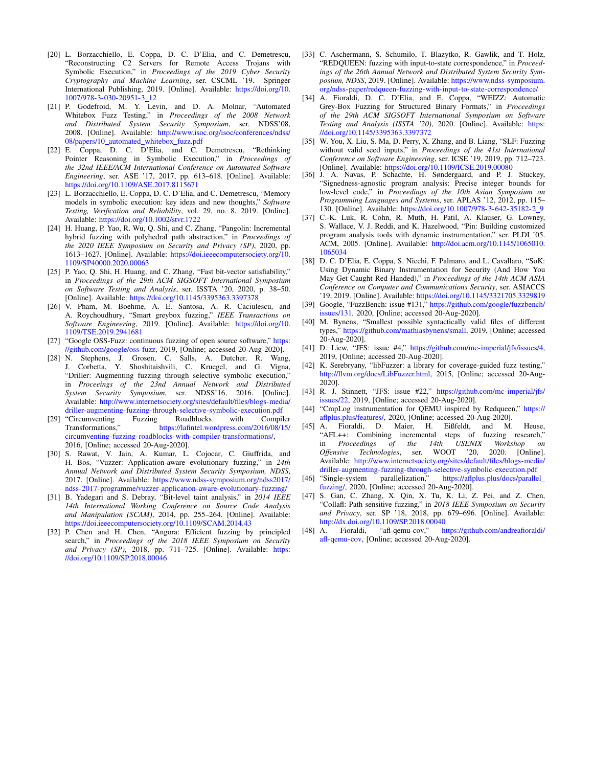[20] L. Borzacchiello, E. Coppa, D. C. D'Elia, and C. Demetrescu, "Reconstructing C2 Servers for Remote Access Trojans with Symbolic Execution," in *Proceedings of the 2019 Cyber Security Cryptography and Machine Learning*, ser. CSCML '19. Springer International Publishing, 2019. [Online]. Available: https://doi.org/10.1007/978-3-030-20951-3_12

[21] P. Godefroid, M. Y. Levin, and D. A. Molnar, "Automated Whitebox Fuzz Testing," in *Proceedings of the 2008 Network and Distributed System Security Symposium*, ser. NDSS'08, 2008. [Online]. Available: http://www.isoc.org/isoc/conferences/ndss/08/papers/10_automated_whitebox_fuzz.pdf

[22] E. Coppa, D. C. D'Elia, and C. Demetrescu, "Rethinking Pointer Reasoning in Symbolic Execution," in *Proceedings of the 32nd IEEE/ACM International Conference on Automated Software Engineering*, ser. ASE '17, 2017, pp. 613–618. [Online]. Available: https://doi.org/10.1109/ASE.2017.8115671

[23] L. Borzacchiello, E. Coppa, D. C. D'Elia, and C. Demetrescu, "Memory models in symbolic execution: key ideas and new thoughts," *Software Testing, Verification and Reliability*, vol. 29, no. 8, 2019. [Online]. Available: https://doi.org/10.1002/stvr.1722

[24] H. Huang, P. Yao, R. Wu, Q. Shi, and C. Zhang, "Pangolin: Incremental hybrid fuzzing with polyhedral path abstraction," in *Proceedings of the 2020 IEEE Symposium on Security and Privacy (SP)*, 2020, pp. 1613–1627. [Online]. Available: https://doi.ieeecomputersociety.org/10.1109/SP40000.2020.00063

[25] P. Yao, Q. Shi, H. Huang, and C. Zhang, "Fast bit-vector satisfiability," in *Proceedings of the 29th ACM SIGSOFT International Symposium on Software Testing and Analysis*, ser. ISSTA '20, 2020, p. 38–50. [Online]. Available: https://doi.org/10.1145/3395363.3397378

[26] V. Pham, M. Boehme, A. E. Santosa, A. R. Caciulescu, and A. Roychoudhury, "Smart greybox fuzzing," *IEEE Transactions on Software Engineering*, 2019. [Online]. Available: https://doi.org/10.1109/TSE.2019.2941681

[27] "Google OSS-Fuzz: continuous fuzzing of open source software," https://github.com/google/oss-fuzz, 2019, [Online; accessed 20-Aug-2020].

[28] N. Stephens, J. Grosen, C. Salls, A. Dutcher, R. Wang, J. Corbetta, Y. Shoshitaishvili, C. Kruegel, and G. Vigna, "Driller: Augmenting fuzzing through selective symbolic execution," in *Proceeings of the 23nd Annual Network and Distributed System Security Symposium*, ser. NDSS'16, 2016. [Online]. Available: http://www.internetsociety.org/sites/default/files/blogs-media/driller-augmenting-fuzzing-through-selective-symbolic-execution.pdf

[29] "Circumventing Fuzzing Roadblocks with Compiler Transformations," https://lafintel.wordpress.com/2016/08/15/circumventing-fuzzing-roadblocks-with-compiler-transformations/, 2016, [Online; accessed 20-Aug-2020].

[30] S. Rawat, V. Jain, A. Kumar, L. Cojocar, C. Giuffrida, and H. Bos, "Vuzzer: Application-aware evolutionary fuzzing," in *24th Annual Network and Distributed System Security Symposium, NDSS*, 2017. [Online]. Available: https://www.ndss-symposium.org/ndss2017/ndss-2017-programme/vuzzer-application-aware-evolutionary-fuzzing/

[31] B. Yadegari and S. Debray, "Bit-level taint analysis," in *2014 IEEE 14th International Working Conference on Source Code Analysis and Manipulation (SCAM)*, 2014, pp. 255–264. [Online]. Available: https://doi.ieeecomputersociety.org/10.1109/SCAM.2014.43

[32] P. Chen and H. Chen, "Angora: Efficient fuzzing by principled search," in *Proceedings of the 2018 IEEE Symposium on Security and Privacy (SP)*, 2018, pp. 711–725. [Online]. Available: https://doi.org/10.1109/SP.2018.00046

[33] C. Aschermann, S. Schumilo, T. Blazytko, R. Gawlik, and T. Holz, "REDQUEEN: fuzzing with input-to-state correspondence," in *Proceedings of the 26th Annual Network and Distributed System Security Symposium, NDSS*, 2019. [Online]. Available: https://www.ndss-symposium.org/ndss-paper/redqueen-fuzzing-with-input-to-state-correspondence/

[34] A. Fioraldi, D. C. D'Elia, and E. Coppa, "WEIZZ: Automatic Grey-Box Fuzzing for Structured Binary Formats," in *Proceedings of the 29th ACM SIGSOFT International Symposium on Software Testing and Analysis (ISSTA '20)*, 2020. [Online]. Available: https://doi.org/10.1145/3395363.3397372

[35] W. You, X. Liu, S. Ma, D. Perry, X. Zhang, and B. Liang, "SLF: Fuzzing without valid seed inputs," in *Proceedings of the 41st International Conference on Software Engineering*, ser. ICSE '19, 2019, pp. 712–723. [Online]. Available: https://doi.org/10.1109/ICSE.2019.00080

[36] J. A. Navas, P. Schachte, H. Søndergaard, and P. J. Stuckey, "Signedness-agnostic program analysis: Precise integer bounds for low-level code," in *Proceedings of the 10th Asian Symposium on Programming Languages and Systems*, ser. APLAS '12, 2012, pp. 115–130. [Online]. Available: https://doi.org/10.1007/978-3-642-35182-2_9

[37] C.-K. Luk, R. Cohn, R. Muth, H. Patil, A. Klauser, G. Lowney, S. Wallace, V. J. Reddi, and K. Hazelwood, "Pin: Building customized program analysis tools with dynamic instrumentation," ser. PLDI '05. ACM, 2005. [Online]. Available: http://doi.acm.org/10.1145/1065010.1065034

[38] D. C. D'Elia, E. Coppa, S. Nicchi, F. Palmaro, and L. Cavallaro, "SoK: Using Dynamic Binary Instrumentation for Security (And How You May Get Caught Red Handed)," in *Proceedings of the 14th ACM ASIA Conference on Computer and Communications Security*, ser. ASIACCS '19, 2019. [Online]. Available: https://doi.org/10.1145/3321705.3329819

[39] Google, "FuzzBench: issue #131," https://github.com/google/fuzzbench/issues/131, 2020, [Online; accessed 20-Aug-2020].

[40] M. Bynens, "Smallest possible syntactically valid files of different types," https://github.com/mathiasbynens/small, 2019, [Online; accessed 20-Aug-2020].

[41] D. Liew, "JFS: issue #4," https://github.com/mc-imperial/jfs/issues/4, 2019, [Online; accessed 20-Aug-2020].

[42] K. Serebryany, "libFuzzer: a library for coverage-guided fuzz testing," http://llvm.org/docs/LibFuzzer.html, 2015, [Online; accessed 20-Aug-2020].

[43] R. J. Stinnett, "JFS: issue #22," https://github.com/mc-imperial/jfs/issues/22, 2019, [Online; accessed 20-Aug-2020].

[44] "CmpLog instrumentation for QEMU inspired by Redqueen," https://aflplus.plus/features/, 2020, [Online; accessed 20-Aug-2020].

[45] A. Fioraldi, D. Maier, H. Eißfeldt, and M. Heuse, "AFL++: Combining incremental steps of fuzzing research," in *Proceedings of the 14th USENIX Workshop on Offensive Technologies*, ser. WOOT '20, 2020. [Online]. Available: http://www.internetsociety.org/sites/default/files/blogs-media/driller-augmenting-fuzzing-through-selective-symbolic-execution.pdf

[46] "Single-system parallelization," https://aflplus.plus/docs/parallel_fuzzing/, 2020, [Online; accessed 20-Aug-2020].

[47] S. Gan, C. Zhang, X. Qin, X. Tu, K. Li, Z. Pei, and Z. Chen, "Collafl: Path sensitive fuzzing," in *2018 IEEE Symposium on Security and Privacy*, ser. SP '18, 2018, pp. 679–696. [Online]. Available: http://dx.doi.org/10.1109/SP.2018.00040

[48] A. Fioraldi, "afl-qemu-cov," https://github.com/andreafioraldi/afl-qemu-cov, [Online; accessed 20-Aug-2020].